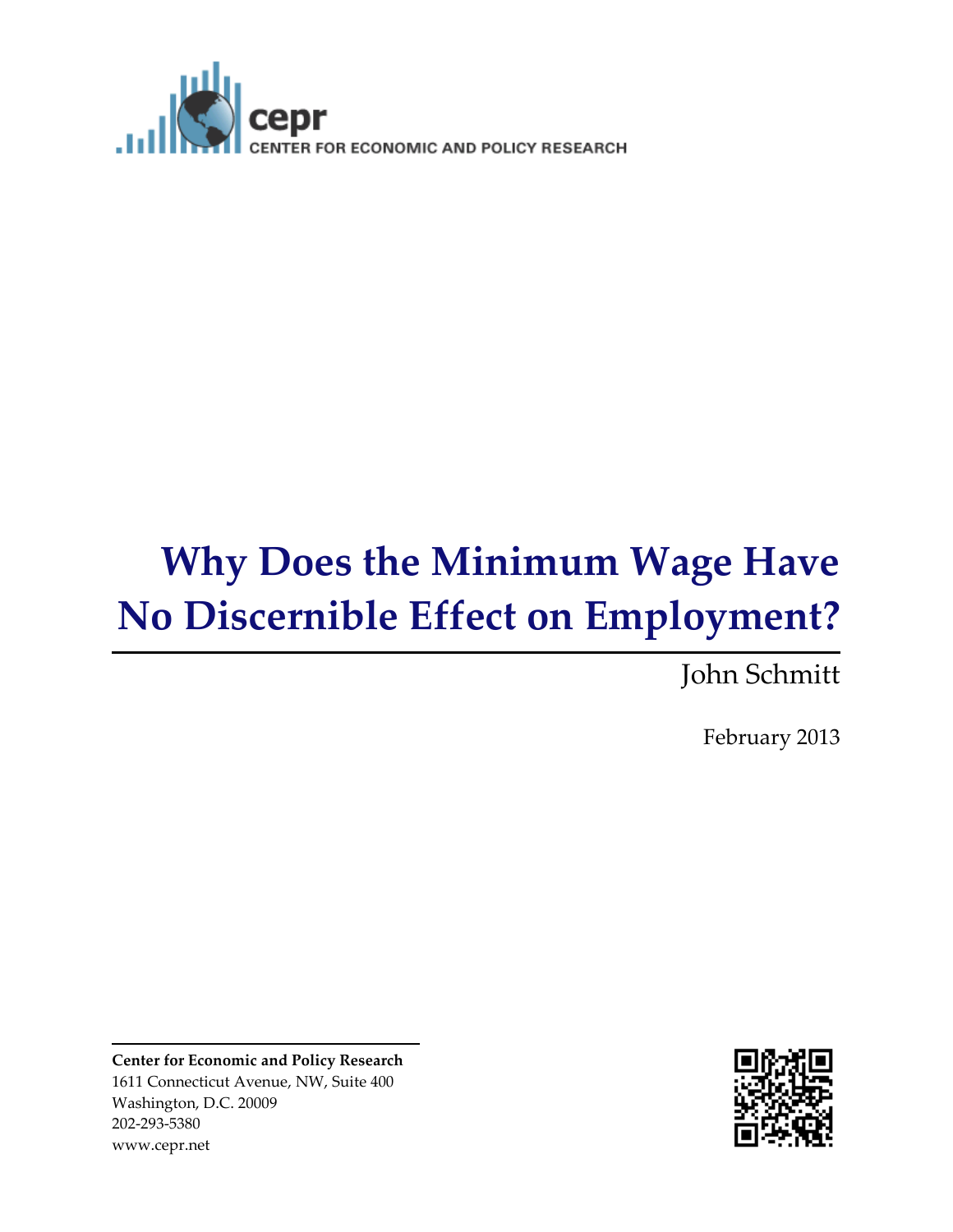cepr

CENTER FOR ECONOMIC AND POLICY RESEARCH

# Why Does the Minimum Wage Have No Discernible Effect on Employment?

John Schmitt

February 2013

**Center for Economic and Policy Research**
1611 Connecticut Avenue, NW, Suite 400
Washington, D.C. 20009
202-293-5380
www.cepr.net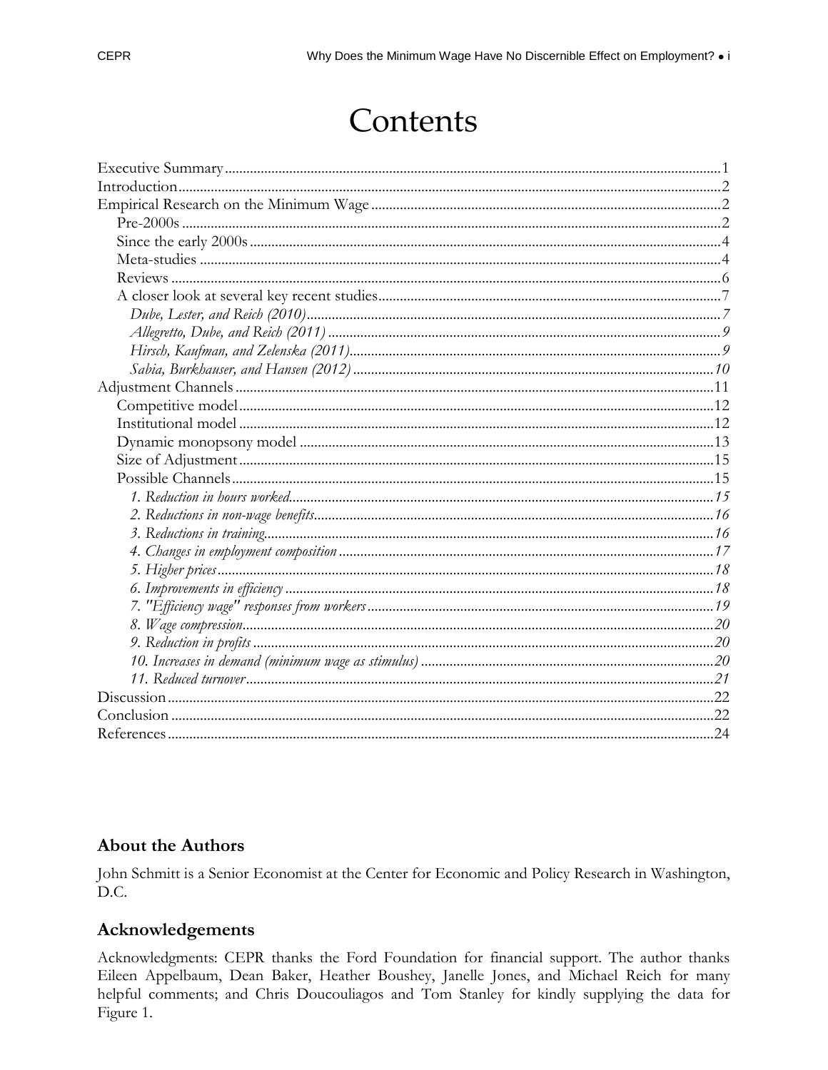# Contents

Executive Summary ........ 1
Introduction ........ 2
Empirical Research on the Minimum Wage ........ 2
  Pre-2000s ........ 2
  Since the early 2000s ........ 4
  Meta-studies ........ 4
  Reviews ........ 6
  A closer look at several key recent studies ........ 7
    *Dube, Lester, and Reich (2010)* ........ *7*
    *Allegretto, Dube, and Reich (2011)* ........ *9*
    *Hirsch, Kaufman, and Zelenska (2011)* ........ *9*
    *Sabia, Burkhauser, and Hansen (2012)* ........ *10*
Adjustment Channels ........ 11
  Competitive model ........ 12
  Institutional model ........ 12
  Dynamic monopsony model ........ 13
  Size of Adjustment ........ 15
  Possible Channels ........ 15
    *1. Reduction in hours worked* ........ *15*
    *2. Reductions in non-wage benefits* ........ *16*
    *3. Reductions in training* ........ *16*
    *4. Changes in employment composition* ........ *17*
    *5. Higher prices* ........ *18*
    *6. Improvements in efficiency* ........ *18*
    *7. "Efficiency wage" responses from workers* ........ *19*
    *8. Wage compression* ........ *20*
    *9. Reduction in profits* ........ *20*
    *10. Increases in demand (minimum wage as stimulus)* ........ *20*
    *11. Reduced turnover* ........ *21*
Discussion ........ 22
Conclusion ........ 22
References ........ 24

## About the Authors

John Schmitt is a Senior Economist at the Center for Economic and Policy Research in Washington, D.C.

## Acknowledgements

Acknowledgments: CEPR thanks the Ford Foundation for financial support. The author thanks Eileen Appelbaum, Dean Baker, Heather Boushey, Janelle Jones, and Michael Reich for many helpful comments; and Chris Doucouliagos and Tom Stanley for kindly supplying the data for Figure 1.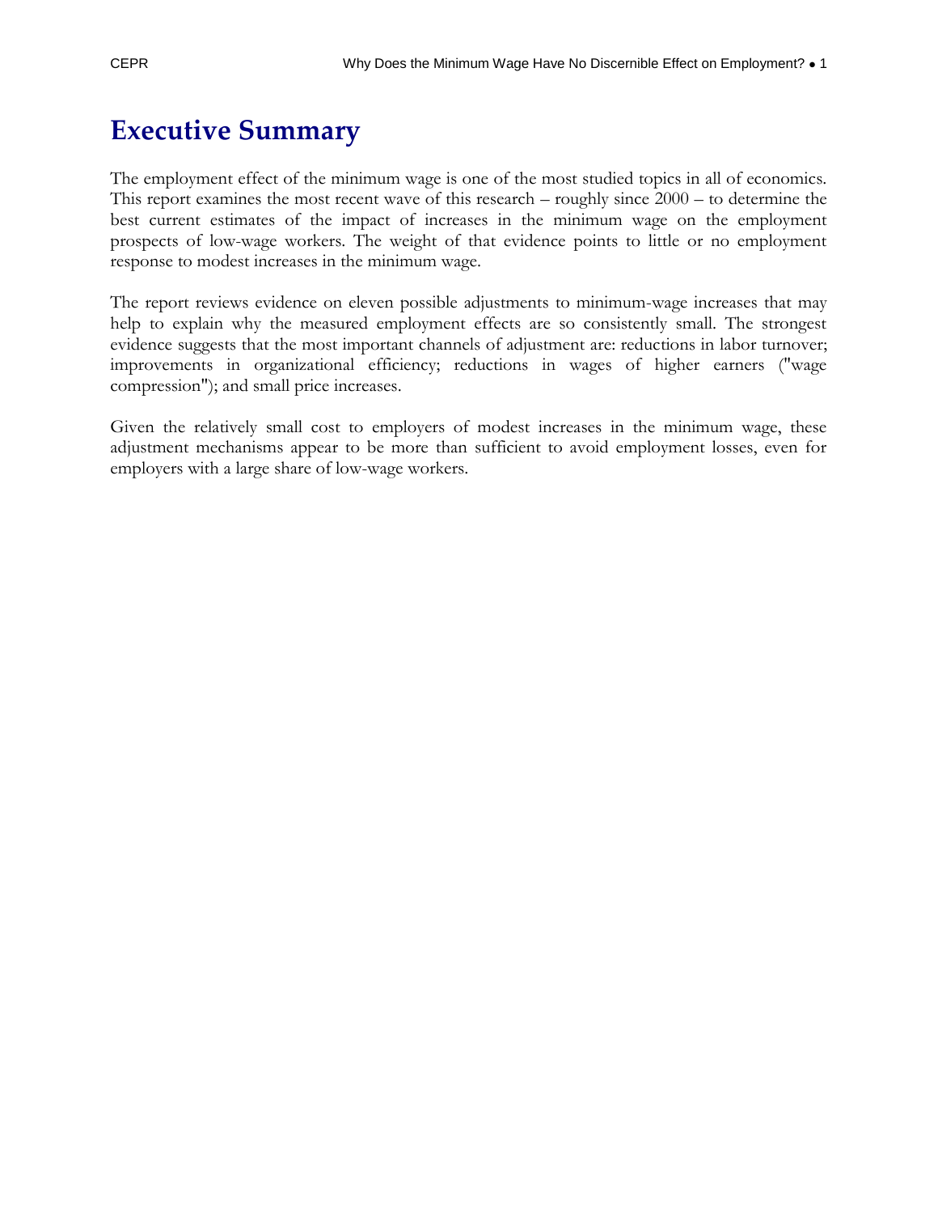# Executive Summary

The employment effect of the minimum wage is one of the most studied topics in all of economics. This report examines the most recent wave of this research – roughly since 2000 – to determine the best current estimates of the impact of increases in the minimum wage on the employment prospects of low-wage workers. The weight of that evidence points to little or no employment response to modest increases in the minimum wage.

The report reviews evidence on eleven possible adjustments to minimum-wage increases that may help to explain why the measured employment effects are so consistently small. The strongest evidence suggests that the most important channels of adjustment are: reductions in labor turnover; improvements in organizational efficiency; reductions in wages of higher earners ("wage compression"); and small price increases.

Given the relatively small cost to employers of modest increases in the minimum wage, these adjustment mechanisms appear to be more than sufficient to avoid employment losses, even for employers with a large share of low-wage workers.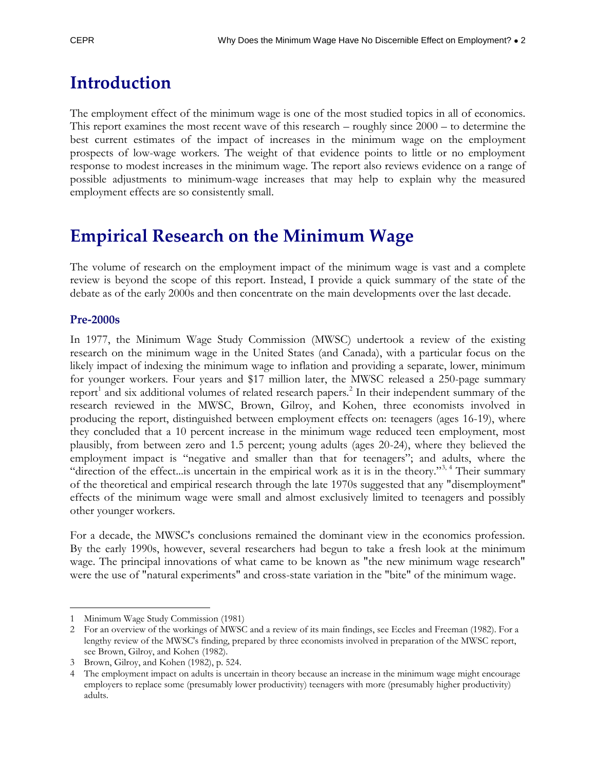# Introduction

The employment effect of the minimum wage is one of the most studied topics in all of economics. This report examines the most recent wave of this research – roughly since 2000 – to determine the best current estimates of the impact of increases in the minimum wage on the employment prospects of low-wage workers. The weight of that evidence points to little or no employment response to modest increases in the minimum wage. The report also reviews evidence on a range of possible adjustments to minimum-wage increases that may help to explain why the measured employment effects are so consistently small.

# Empirical Research on the Minimum Wage

The volume of research on the employment impact of the minimum wage is vast and a complete review is beyond the scope of this report. Instead, I provide a quick summary of the state of the debate as of the early 2000s and then concentrate on the main developments over the last decade.

### Pre-2000s

In 1977, the Minimum Wage Study Commission (MWSC) undertook a review of the existing research on the minimum wage in the United States (and Canada), with a particular focus on the likely impact of indexing the minimum wage to inflation and providing a separate, lower, minimum for younger workers. Four years and $17 million later, the MWSC released a 250-page summary report[1] and six additional volumes of related research papers.[2] In their independent summary of the research reviewed in the MWSC, Brown, Gilroy, and Kohen, three economists involved in producing the report, distinguished between employment effects on: teenagers (ages 16-19), where they concluded that a 10 percent increase in the minimum wage reduced teen employment, most plausibly, from between zero and 1.5 percent; young adults (ages 20-24), where they believed the employment impact is "negative and smaller than that for teenagers"; and adults, where the "direction of the effect...is uncertain in the empirical work as it is in the theory."[3, 4] Their summary of the theoretical and empirical research through the late 1970s suggested that any "disemployment" effects of the minimum wage were small and almost exclusively limited to teenagers and possibly other younger workers.

For a decade, the MWSC's conclusions remained the dominant view in the economics profession. By the early 1990s, however, several researchers had begun to take a fresh look at the minimum wage. The principal innovations of what came to be known as "the new minimum wage research" were the use of "natural experiments" and cross-state variation in the "bite" of the minimum wage.

---

1 Minimum Wage Study Commission (1981)

2 For an overview of the workings of MWSC and a review of its main findings, see Eccles and Freeman (1982). For a lengthy review of the MWSC's finding, prepared by three economists involved in preparation of the MWSC report, see Brown, Gilroy, and Kohen (1982).

3 Brown, Gilroy, and Kohen (1982), p. 524.

4 The employment impact on adults is uncertain in theory because an increase in the minimum wage might encourage employers to replace some (presumably lower productivity) teenagers with more (presumably higher productivity) adults.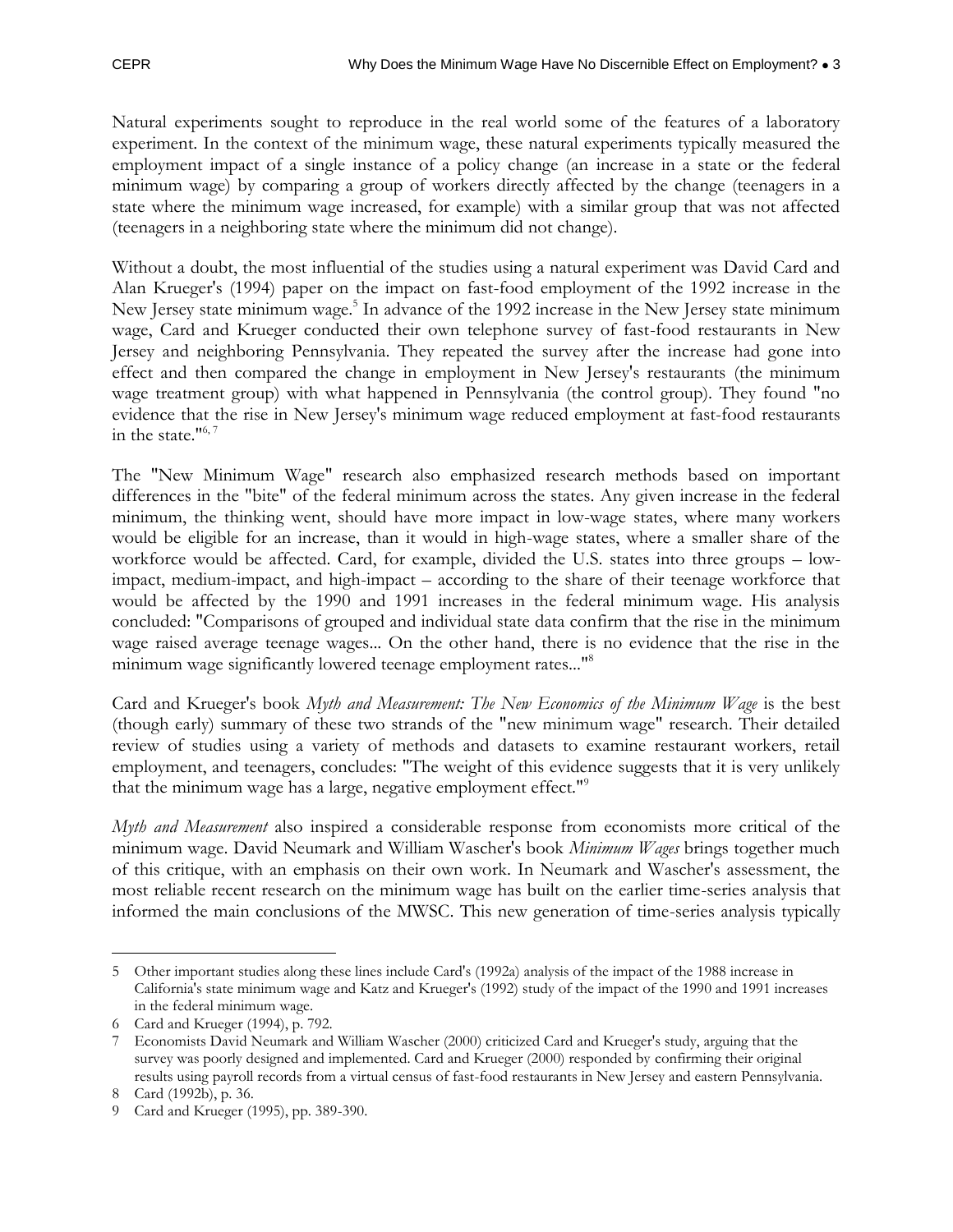Natural experiments sought to reproduce in the real world some of the features of a laboratory experiment. In the context of the minimum wage, these natural experiments typically measured the employment impact of a single instance of a policy change (an increase in a state or the federal minimum wage) by comparing a group of workers directly affected by the change (teenagers in a state where the minimum wage increased, for example) with a similar group that was not affected (teenagers in a neighboring state where the minimum did not change).

Without a doubt, the most influential of the studies using a natural experiment was David Card and Alan Krueger's (1994) paper on the impact on fast-food employment of the 1992 increase in the New Jersey state minimum wage.[5] In advance of the 1992 increase in the New Jersey state minimum wage, Card and Krueger conducted their own telephone survey of fast-food restaurants in New Jersey and neighboring Pennsylvania. They repeated the survey after the increase had gone into effect and then compared the change in employment in New Jersey's restaurants (the minimum wage treatment group) with what happened in Pennsylvania (the control group). They found "no evidence that the rise in New Jersey's minimum wage reduced employment at fast-food restaurants in the state."[6, 7]

The "New Minimum Wage" research also emphasized research methods based on important differences in the "bite" of the federal minimum across the states. Any given increase in the federal minimum, the thinking went, should have more impact in low-wage states, where many workers would be eligible for an increase, than it would in high-wage states, where a smaller share of the workforce would be affected. Card, for example, divided the U.S. states into three groups – low-impact, medium-impact, and high-impact – according to the share of their teenage workforce that would be affected by the 1990 and 1991 increases in the federal minimum wage. His analysis concluded: "Comparisons of grouped and individual state data confirm that the rise in the minimum wage raised average teenage wages... On the other hand, there is no evidence that the rise in the minimum wage significantly lowered teenage employment rates..."[8]

Card and Krueger's book *Myth and Measurement: The New Economics of the Minimum Wage* is the best (though early) summary of these two strands of the "new minimum wage" research. Their detailed review of studies using a variety of methods and datasets to examine restaurant workers, retail employment, and teenagers, concludes: "The weight of this evidence suggests that it is very unlikely that the minimum wage has a large, negative employment effect."[9]

*Myth and Measurement* also inspired a considerable response from economists more critical of the minimum wage. David Neumark and William Wascher's book *Minimum Wages* brings together much of this critique, with an emphasis on their own work. In Neumark and Wascher's assessment, the most reliable recent research on the minimum wage has built on the earlier time-series analysis that informed the main conclusions of the MWSC. This new generation of time-series analysis typically

---

5 Other important studies along these lines include Card's (1992a) analysis of the impact of the 1988 increase in California's state minimum wage and Katz and Krueger's (1992) study of the impact of the 1990 and 1991 increases in the federal minimum wage.

6 Card and Krueger (1994), p. 792.

7 Economists David Neumark and William Wascher (2000) criticized Card and Krueger's study, arguing that the survey was poorly designed and implemented. Card and Krueger (2000) responded by confirming their original results using payroll records from a virtual census of fast-food restaurants in New Jersey and eastern Pennsylvania.

8 Card (1992b), p. 36.

9 Card and Krueger (1995), pp. 389-390.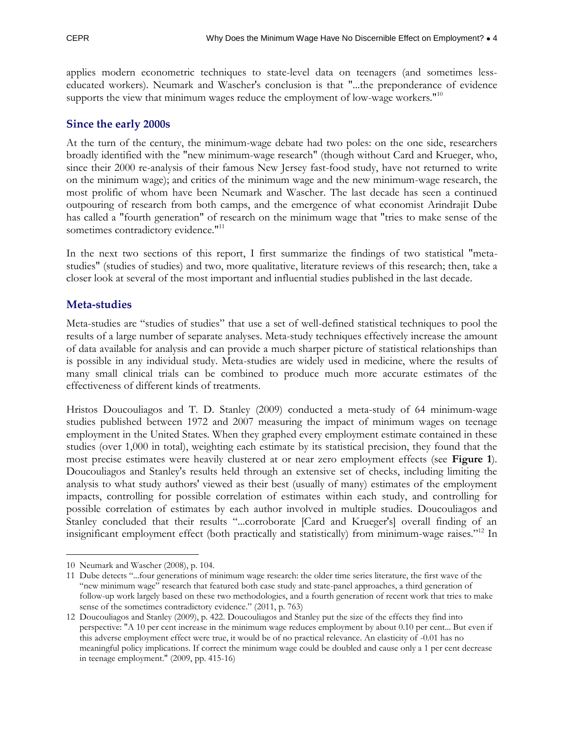applies modern econometric techniques to state-level data on teenagers (and sometimes less-educated workers). Neumark and Wascher's conclusion is that "...the preponderance of evidence supports the view that minimum wages reduce the employment of low-wage workers."[10]

## Since the early 2000s

At the turn of the century, the minimum-wage debate had two poles: on the one side, researchers broadly identified with the "new minimum-wage research" (though without Card and Krueger, who, since their 2000 re-analysis of their famous New Jersey fast-food study, have not returned to write on the minimum wage); and critics of the minimum wage and the new minimum-wage research, the most prolific of whom have been Neumark and Wascher. The last decade has seen a continued outpouring of research from both camps, and the emergence of what economist Arindrajit Dube has called a "fourth generation" of research on the minimum wage that "tries to make sense of the sometimes contradictory evidence."[11]

In the next two sections of this report, I first summarize the findings of two statistical "meta-studies" (studies of studies) and two, more qualitative, literature reviews of this research; then, take a closer look at several of the most important and influential studies published in the last decade.

## Meta-studies

Meta-studies are "studies of studies" that use a set of well-defined statistical techniques to pool the results of a large number of separate analyses. Meta-study techniques effectively increase the amount of data available for analysis and can provide a much sharper picture of statistical relationships than is possible in any individual study. Meta-studies are widely used in medicine, where the results of many small clinical trials can be combined to produce much more accurate estimates of the effectiveness of different kinds of treatments.

Hristos Doucouliagos and T. D. Stanley (2009) conducted a meta-study of 64 minimum-wage studies published between 1972 and 2007 measuring the impact of minimum wages on teenage employment in the United States. When they graphed every employment estimate contained in these studies (over 1,000 in total), weighting each estimate by its statistical precision, they found that the most precise estimates were heavily clustered at or near zero employment effects (see **Figure 1**). Doucouliagos and Stanley's results held through an extensive set of checks, including limiting the analysis to what study authors' viewed as their best (usually of many) estimates of the employment impacts, controlling for possible correlation of estimates within each study, and controlling for possible correlation of estimates by each author involved in multiple studies. Doucouliagos and Stanley concluded that their results "...corroborate [Card and Krueger's] overall finding of an insignificant employment effect (both practically and statistically) from minimum-wage raises."[12] In

---

10 Neumark and Wascher (2008), p. 104.

11 Dube detects "...four generations of minimum wage research: the older time series literature, the first wave of the "new minimum wage" research that featured both case study and state-panel approaches, a third generation of follow-up work largely based on these two methodologies, and a fourth generation of recent work that tries to make sense of the sometimes contradictory evidence." (2011, p. 763)

12 Doucouliagos and Stanley (2009), p. 422. Doucouliagos and Stanley put the size of the effects they find into perspective: "A 10 per cent increase in the minimum wage reduces employment by about 0.10 per cent... But even if this adverse employment effect were true, it would be of no practical relevance. An elasticity of -0.01 has no meaningful policy implications. If correct the minimum wage could be doubled and cause only a 1 per cent decrease in teenage employment." (2009, pp. 415-16)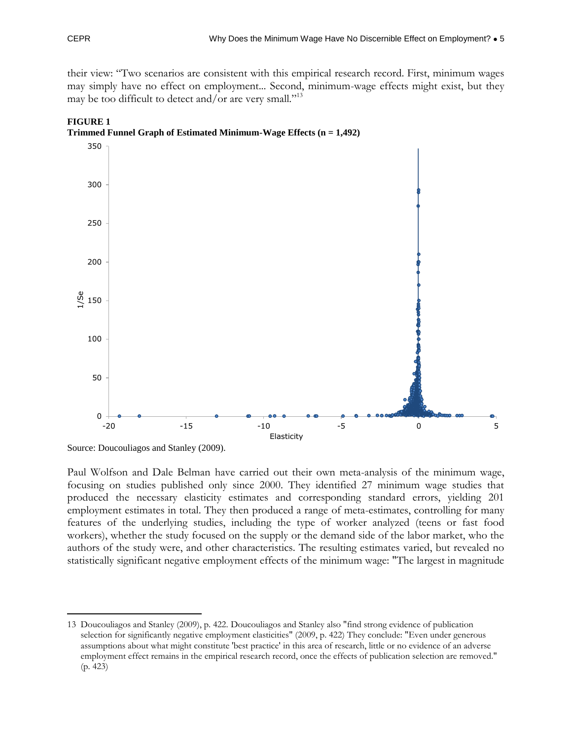their view: "Two scenarios are consistent with this empirical research record. First, minimum wages may simply have no effect on employment... Second, minimum-wage effects might exist, but they may be too difficult to detect and/or are very small."[13]

**FIGURE 1**
**Trimmed Funnel Graph of Estimated Minimum-Wage Effects (n = 1,492)**

Source: Doucouliagos and Stanley (2009).

Paul Wolfson and Dale Belman have carried out their own meta-analysis of the minimum wage, focusing on studies published only since 2000. They identified 27 minimum wage studies that produced the necessary elasticity estimates and corresponding standard errors, yielding 201 employment estimates in total. They then produced a range of meta-estimates, controlling for many features of the underlying studies, including the type of worker analyzed (teens or fast food workers), whether the study focused on the supply or the demand side of the labor market, who the authors of the study were, and other characteristics. The resulting estimates varied, but revealed no statistically significant negative employment effects of the minimum wage: "The largest in magnitude

---

13 Doucouliagos and Stanley (2009), p. 422. Doucouliagos and Stanley also "find strong evidence of publication selection for significantly negative employment elasticities" (2009, p. 422) They conclude: "Even under generous assumptions about what might constitute 'best practice' in this area of research, little or no evidence of an adverse employment effect remains in the empirical research record, once the effects of publication selection are removed." (p. 423)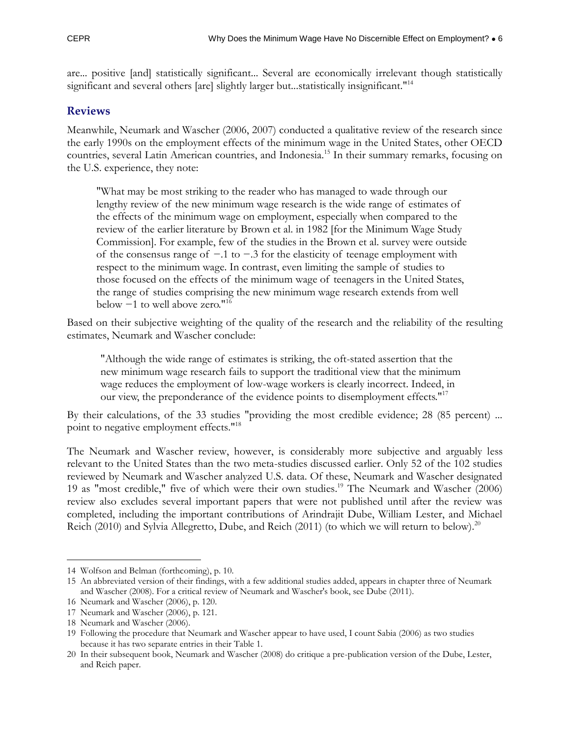are... positive [and] statistically significant... Several are economically irrelevant though statistically significant and several others [are] slightly larger but...statistically insignificant."[14]

## Reviews

Meanwhile, Neumark and Wascher (2006, 2007) conducted a qualitative review of the research since the early 1990s on the employment effects of the minimum wage in the United States, other OECD countries, several Latin American countries, and Indonesia.[15] In their summary remarks, focusing on the U.S. experience, they note:

> "What may be most striking to the reader who has managed to wade through our lengthy review of the new minimum wage research is the wide range of estimates of the effects of the minimum wage on employment, especially when compared to the review of the earlier literature by Brown et al. in 1982 [for the Minimum Wage Study Commission]. For example, few of the studies in the Brown et al. survey were outside of the consensus range of −.1 to −.3 for the elasticity of teenage employment with respect to the minimum wage. In contrast, even limiting the sample of studies to those focused on the effects of the minimum wage of teenagers in the United States, the range of studies comprising the new minimum wage research extends from well below −1 to well above zero."[16]

Based on their subjective weighting of the quality of the research and the reliability of the resulting estimates, Neumark and Wascher conclude:

> "Although the wide range of estimates is striking, the oft-stated assertion that the new minimum wage research fails to support the traditional view that the minimum wage reduces the employment of low-wage workers is clearly incorrect. Indeed, in our view, the preponderance of the evidence points to disemployment effects."[17]

By their calculations, of the 33 studies "providing the most credible evidence; 28 (85 percent) ... point to negative employment effects."[18]

The Neumark and Wascher review, however, is considerably more subjective and arguably less relevant to the United States than the two meta-studies discussed earlier. Only 52 of the 102 studies reviewed by Neumark and Wascher analyzed U.S. data. Of these, Neumark and Wascher designated 19 as "most credible," five of which were their own studies.[19] The Neumark and Wascher (2006) review also excludes several important papers that were not published until after the review was completed, including the important contributions of Arindrajit Dube, William Lester, and Michael Reich (2010) and Sylvia Allegretto, Dube, and Reich (2011) (to which we will return to below).[20]

---

14 Wolfson and Belman (forthcoming), p. 10.

15 An abbreviated version of their findings, with a few additional studies added, appears in chapter three of Neumark and Wascher (2008). For a critical review of Neumark and Wascher's book, see Dube (2011).

16 Neumark and Wascher (2006), p. 120.

17 Neumark and Wascher (2006), p. 121.

18 Neumark and Wascher (2006).

19 Following the procedure that Neumark and Wascher appear to have used, I count Sabia (2006) as two studies because it has two separate entries in their Table 1.

20 In their subsequent book, Neumark and Wascher (2008) do critique a pre-publication version of the Dube, Lester, and Reich paper.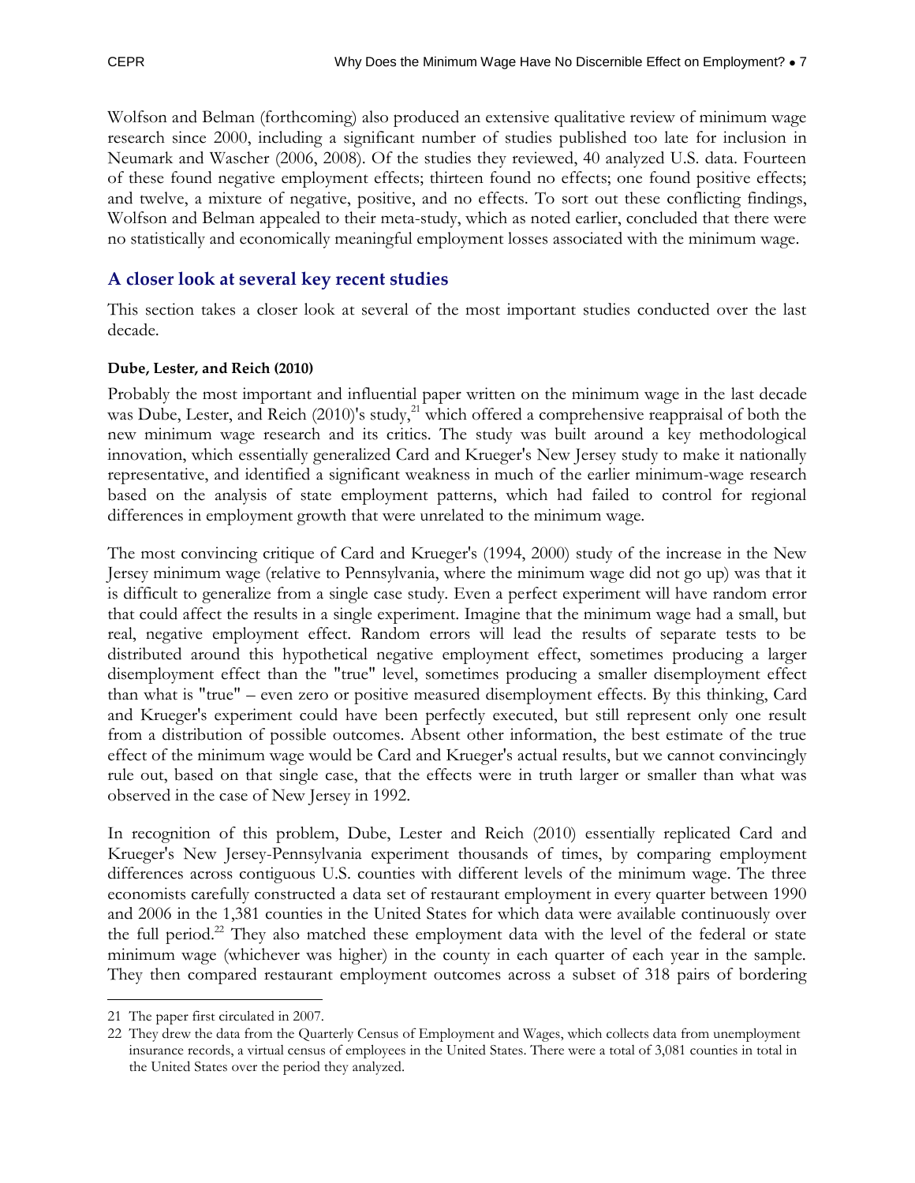Wolfson and Belman (forthcoming) also produced an extensive qualitative review of minimum wage research since 2000, including a significant number of studies published too late for inclusion in Neumark and Wascher (2006, 2008). Of the studies they reviewed, 40 analyzed U.S. data. Fourteen of these found negative employment effects; thirteen found no effects; one found positive effects; and twelve, a mixture of negative, positive, and no effects. To sort out these conflicting findings, Wolfson and Belman appealed to their meta-study, which as noted earlier, concluded that there were no statistically and economically meaningful employment losses associated with the minimum wage.

## A closer look at several key recent studies

This section takes a closer look at several of the most important studies conducted over the last decade.

### Dube, Lester, and Reich (2010)

Probably the most important and influential paper written on the minimum wage in the last decade was Dube, Lester, and Reich (2010)'s study,[21] which offered a comprehensive reappraisal of both the new minimum wage research and its critics. The study was built around a key methodological innovation, which essentially generalized Card and Krueger's New Jersey study to make it nationally representative, and identified a significant weakness in much of the earlier minimum-wage research based on the analysis of state employment patterns, which had failed to control for regional differences in employment growth that were unrelated to the minimum wage.

The most convincing critique of Card and Krueger's (1994, 2000) study of the increase in the New Jersey minimum wage (relative to Pennsylvania, where the minimum wage did not go up) was that it is difficult to generalize from a single case study. Even a perfect experiment will have random error that could affect the results in a single experiment. Imagine that the minimum wage had a small, but real, negative employment effect. Random errors will lead the results of separate tests to be distributed around this hypothetical negative employment effect, sometimes producing a larger disemployment effect than the "true" level, sometimes producing a smaller disemployment effect than what is "true" – even zero or positive measured disemployment effects. By this thinking, Card and Krueger's experiment could have been perfectly executed, but still represent only one result from a distribution of possible outcomes. Absent other information, the best estimate of the true effect of the minimum wage would be Card and Krueger's actual results, but we cannot convincingly rule out, based on that single case, that the effects were in truth larger or smaller than what was observed in the case of New Jersey in 1992.

In recognition of this problem, Dube, Lester and Reich (2010) essentially replicated Card and Krueger's New Jersey-Pennsylvania experiment thousands of times, by comparing employment differences across contiguous U.S. counties with different levels of the minimum wage. The three economists carefully constructed a data set of restaurant employment in every quarter between 1990 and 2006 in the 1,381 counties in the United States for which data were available continuously over the full period.[22] They also matched these employment data with the level of the federal or state minimum wage (whichever was higher) in the county in each quarter of each year in the sample. They then compared restaurant employment outcomes across a subset of 318 pairs of bordering

---

21 The paper first circulated in 2007.

22 They drew the data from the Quarterly Census of Employment and Wages, which collects data from unemployment insurance records, a virtual census of employees in the United States. There were a total of 3,081 counties in total in the United States over the period they analyzed.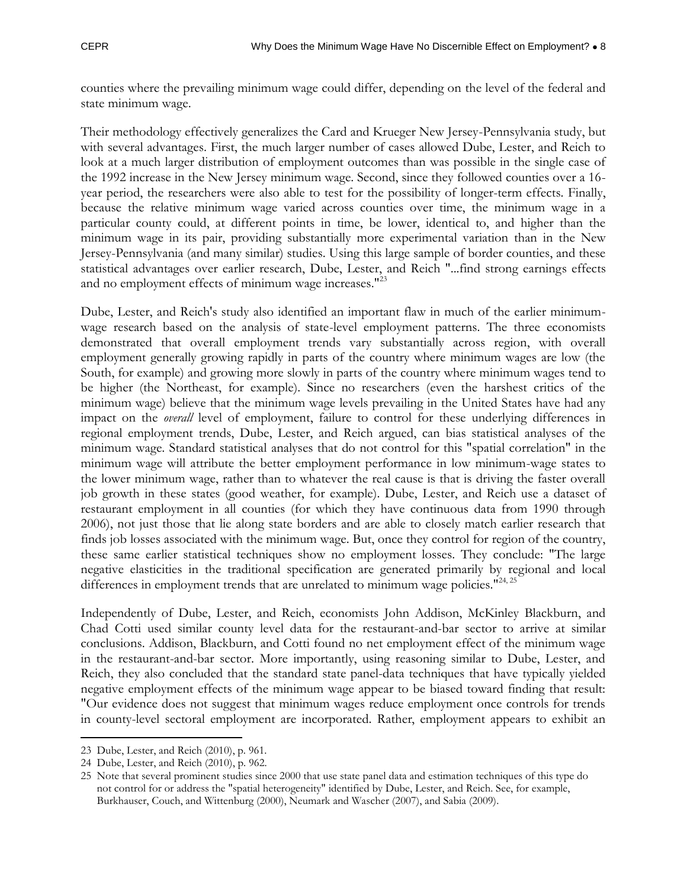counties where the prevailing minimum wage could differ, depending on the level of the federal and state minimum wage.

Their methodology effectively generalizes the Card and Krueger New Jersey-Pennsylvania study, but with several advantages. First, the much larger number of cases allowed Dube, Lester, and Reich to look at a much larger distribution of employment outcomes than was possible in the single case of the 1992 increase in the New Jersey minimum wage. Second, since they followed counties over a 16-year period, the researchers were also able to test for the possibility of longer-term effects. Finally, because the relative minimum wage varied across counties over time, the minimum wage in a particular county could, at different points in time, be lower, identical to, and higher than the minimum wage in its pair, providing substantially more experimental variation than in the New Jersey-Pennsylvania (and many similar) studies. Using this large sample of border counties, and these statistical advantages over earlier research, Dube, Lester, and Reich "...find strong earnings effects and no employment effects of minimum wage increases."[23]

Dube, Lester, and Reich's study also identified an important flaw in much of the earlier minimum-wage research based on the analysis of state-level employment patterns. The three economists demonstrated that overall employment trends vary substantially across region, with overall employment generally growing rapidly in parts of the country where minimum wages are low (the South, for example) and growing more slowly in parts of the country where minimum wages tend to be higher (the Northeast, for example). Since no researchers (even the harshest critics of the minimum wage) believe that the minimum wage levels prevailing in the United States have had any impact on the *overall* level of employment, failure to control for these underlying differences in regional employment trends, Dube, Lester, and Reich argued, can bias statistical analyses of the minimum wage. Standard statistical analyses that do not control for this "spatial correlation" in the minimum wage will attribute the better employment performance in low minimum-wage states to the lower minimum wage, rather than to whatever the real cause is that is driving the faster overall job growth in these states (good weather, for example). Dube, Lester, and Reich use a dataset of restaurant employment in all counties (for which they have continuous data from 1990 through 2006), not just those that lie along state borders and are able to closely match earlier research that finds job losses associated with the minimum wage. But, once they control for region of the country, these same earlier statistical techniques show no employment losses. They conclude: "The large negative elasticities in the traditional specification are generated primarily by regional and local differences in employment trends that are unrelated to minimum wage policies."[24, 25]

Independently of Dube, Lester, and Reich, economists John Addison, McKinley Blackburn, and Chad Cotti used similar county level data for the restaurant-and-bar sector to arrive at similar conclusions. Addison, Blackburn, and Cotti found no net employment effect of the minimum wage in the restaurant-and-bar sector. More importantly, using reasoning similar to Dube, Lester, and Reich, they also concluded that the standard state panel-data techniques that have typically yielded negative employment effects of the minimum wage appear to be biased toward finding that result: "Our evidence does not suggest that minimum wages reduce employment once controls for trends in county-level sectoral employment are incorporated. Rather, employment appears to exhibit an

---

23 Dube, Lester, and Reich (2010), p. 961.

24 Dube, Lester, and Reich (2010), p. 962.

25 Note that several prominent studies since 2000 that use state panel data and estimation techniques of this type do not control for or address the "spatial heterogeneity" identified by Dube, Lester, and Reich. See, for example, Burkhauser, Couch, and Wittenburg (2000), Neumark and Wascher (2007), and Sabia (2009).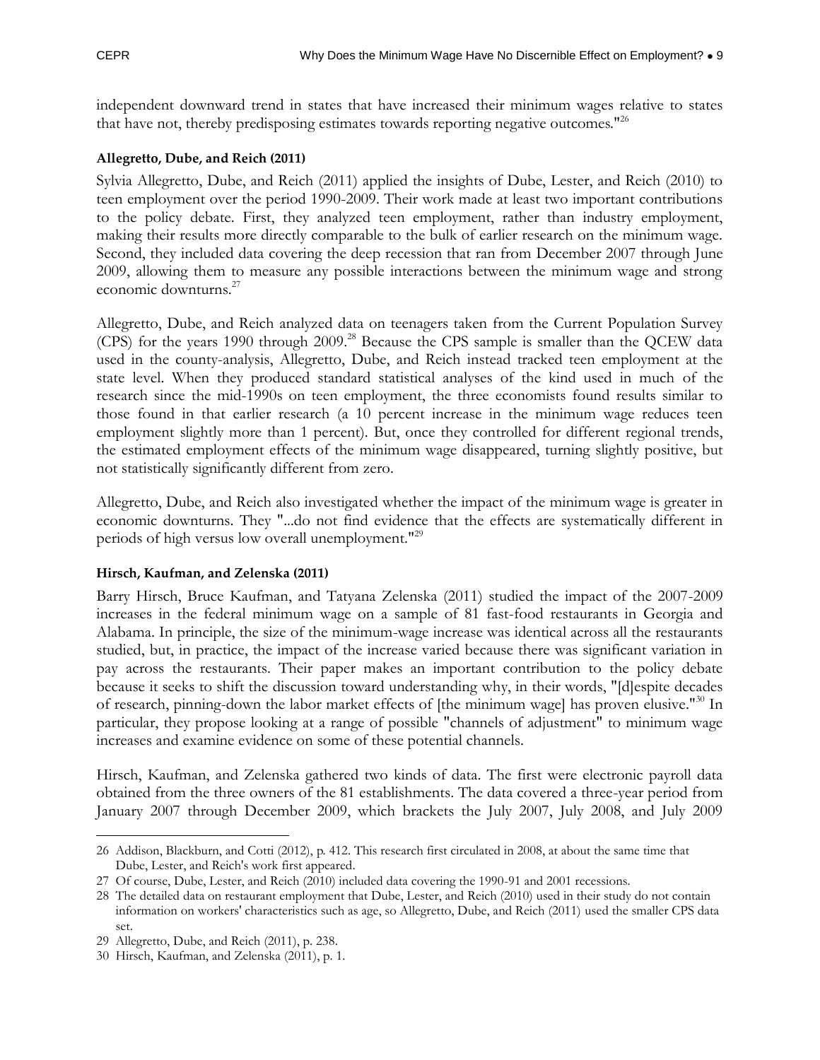independent downward trend in states that have increased their minimum wages relative to states that have not, thereby predisposing estimates towards reporting negative outcomes."[26]

**Allegretto, Dube, and Reich (2011)**

Sylvia Allegretto, Dube, and Reich (2011) applied the insights of Dube, Lester, and Reich (2010) to teen employment over the period 1990-2009. Their work made at least two important contributions to the policy debate. First, they analyzed teen employment, rather than industry employment, making their results more directly comparable to the bulk of earlier research on the minimum wage. Second, they included data covering the deep recession that ran from December 2007 through June 2009, allowing them to measure any possible interactions between the minimum wage and strong economic downturns.[27]

Allegretto, Dube, and Reich analyzed data on teenagers taken from the Current Population Survey (CPS) for the years 1990 through 2009.[28] Because the CPS sample is smaller than the QCEW data used in the county-analysis, Allegretto, Dube, and Reich instead tracked teen employment at the state level. When they produced standard statistical analyses of the kind used in much of the research since the mid-1990s on teen employment, the three economists found results similar to those found in that earlier research (a 10 percent increase in the minimum wage reduces teen employment slightly more than 1 percent). But, once they controlled for different regional trends, the estimated employment effects of the minimum wage disappeared, turning slightly positive, but not statistically significantly different from zero.

Allegretto, Dube, and Reich also investigated whether the impact of the minimum wage is greater in economic downturns. They "...do not find evidence that the effects are systematically different in periods of high versus low overall unemployment."[29]

**Hirsch, Kaufman, and Zelenska (2011)**

Barry Hirsch, Bruce Kaufman, and Tatyana Zelenska (2011) studied the impact of the 2007-2009 increases in the federal minimum wage on a sample of 81 fast-food restaurants in Georgia and Alabama. In principle, the size of the minimum-wage increase was identical across all the restaurants studied, but, in practice, the impact of the increase varied because there was significant variation in pay across the restaurants. Their paper makes an important contribution to the policy debate because it seeks to shift the discussion toward understanding why, in their words, "[d]espite decades of research, pinning-down the labor market effects of [the minimum wage] has proven elusive."[30] In particular, they propose looking at a range of possible "channels of adjustment" to minimum wage increases and examine evidence on some of these potential channels.

Hirsch, Kaufman, and Zelenska gathered two kinds of data. The first were electronic payroll data obtained from the three owners of the 81 establishments. The data covered a three-year period from January 2007 through December 2009, which brackets the July 2007, July 2008, and July 2009

---

26 Addison, Blackburn, and Cotti (2012), p. 412. This research first circulated in 2008, at about the same time that Dube, Lester, and Reich's work first appeared.

27 Of course, Dube, Lester, and Reich (2010) included data covering the 1990-91 and 2001 recessions.

28 The detailed data on restaurant employment that Dube, Lester, and Reich (2010) used in their study do not contain information on workers' characteristics such as age, so Allegretto, Dube, and Reich (2011) used the smaller CPS data set.

29 Allegretto, Dube, and Reich (2011), p. 238.

30 Hirsch, Kaufman, and Zelenska (2011), p. 1.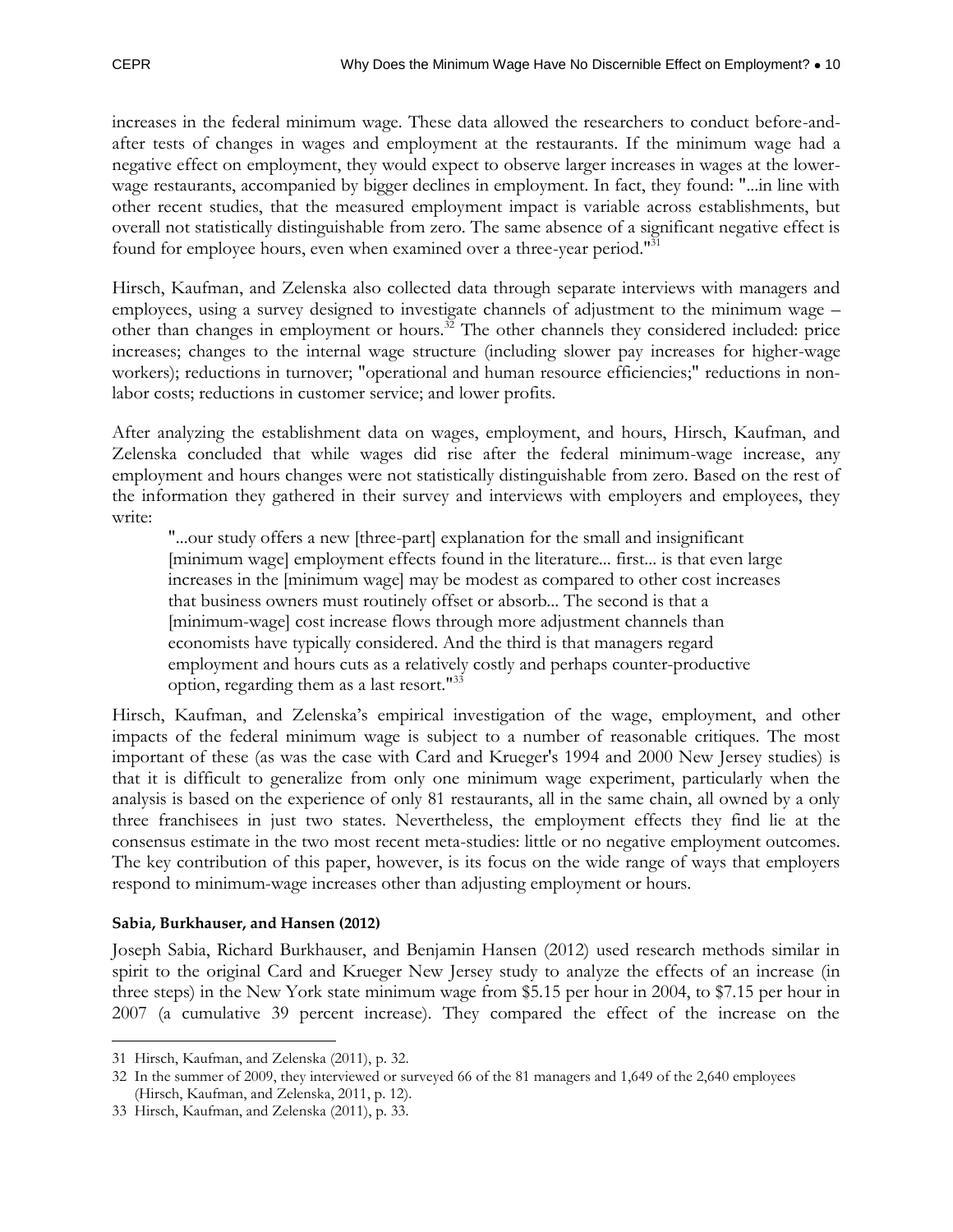increases in the federal minimum wage. These data allowed the researchers to conduct before-and-after tests of changes in wages and employment at the restaurants. If the minimum wage had a negative effect on employment, they would expect to observe larger increases in wages at the lower-wage restaurants, accompanied by bigger declines in employment. In fact, they found: "...in line with other recent studies, that the measured employment impact is variable across establishments, but overall not statistically distinguishable from zero. The same absence of a significant negative effect is found for employee hours, even when examined over a three-year period."[31]

Hirsch, Kaufman, and Zelenska also collected data through separate interviews with managers and employees, using a survey designed to investigate channels of adjustment to the minimum wage – other than changes in employment or hours.[32] The other channels they considered included: price increases; changes to the internal wage structure (including slower pay increases for higher-wage workers); reductions in turnover; "operational and human resource efficiencies;" reductions in non-labor costs; reductions in customer service; and lower profits.

After analyzing the establishment data on wages, employment, and hours, Hirsch, Kaufman, and Zelenska concluded that while wages did rise after the federal minimum-wage increase, any employment and hours changes were not statistically distinguishable from zero. Based on the rest of the information they gathered in their survey and interviews with employers and employees, they write:

> "...our study offers a new [three-part] explanation for the small and insignificant [minimum wage] employment effects found in the literature... first... is that even large increases in the [minimum wage] may be modest as compared to other cost increases that business owners must routinely offset or absorb... The second is that a [minimum-wage] cost increase flows through more adjustment channels than economists have typically considered. And the third is that managers regard employment and hours cuts as a relatively costly and perhaps counter-productive option, regarding them as a last resort."[33]

Hirsch, Kaufman, and Zelenska's empirical investigation of the wage, employment, and other impacts of the federal minimum wage is subject to a number of reasonable critiques. The most important of these (as was the case with Card and Krueger's 1994 and 2000 New Jersey studies) is that it is difficult to generalize from only one minimum wage experiment, particularly when the analysis is based on the experience of only 81 restaurants, all in the same chain, all owned by a only three franchisees in just two states. Nevertheless, the employment effects they find lie at the consensus estimate in the two most recent meta-studies: little or no negative employment outcomes. The key contribution of this paper, however, is its focus on the wide range of ways that employers respond to minimum-wage increases other than adjusting employment or hours.

#### Sabia, Burkhauser, and Hansen (2012)

Joseph Sabia, Richard Burkhauser, and Benjamin Hansen (2012) used research methods similar in spirit to the original Card and Krueger New Jersey study to analyze the effects of an increase (in three steps) in the New York state minimum wage from $5.15 per hour in 2004, to $7.15 per hour in 2007 (a cumulative 39 percent increase). They compared the effect of the increase on the

---

31 Hirsch, Kaufman, and Zelenska (2011), p. 32.

32 In the summer of 2009, they interviewed or surveyed 66 of the 81 managers and 1,649 of the 2,640 employees (Hirsch, Kaufman, and Zelenska, 2011, p. 12).

33 Hirsch, Kaufman, and Zelenska (2011), p. 33.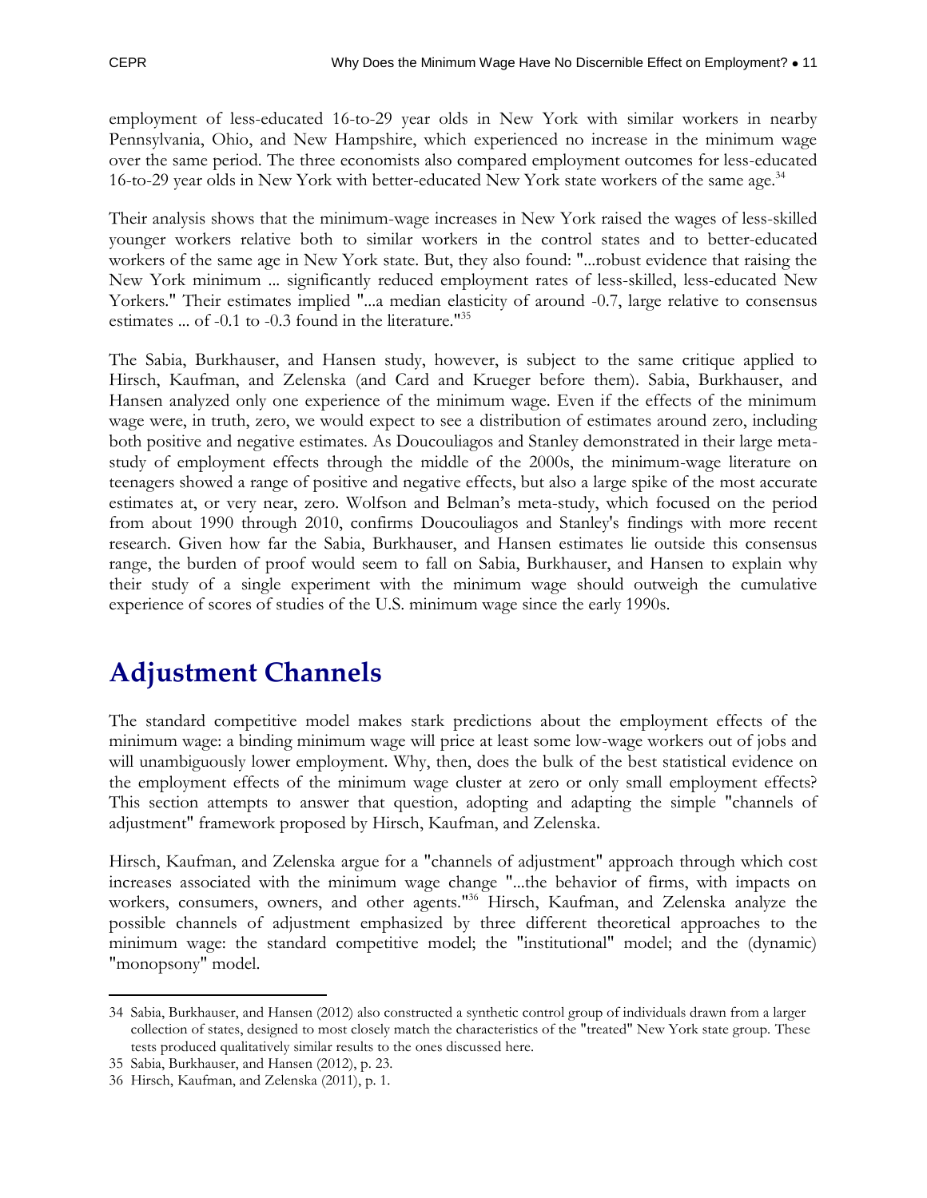employment of less-educated 16-to-29 year olds in New York with similar workers in nearby Pennsylvania, Ohio, and New Hampshire, which experienced no increase in the minimum wage over the same period. The three economists also compared employment outcomes for less-educated 16-to-29 year olds in New York with better-educated New York state workers of the same age.[34]

Their analysis shows that the minimum-wage increases in New York raised the wages of less-skilled younger workers relative both to similar workers in the control states and to better-educated workers of the same age in New York state. But, they also found: "...robust evidence that raising the New York minimum ... significantly reduced employment rates of less-skilled, less-educated New Yorkers." Their estimates implied "...a median elasticity of around -0.7, large relative to consensus estimates ... of -0.1 to -0.3 found in the literature."[35]

The Sabia, Burkhauser, and Hansen study, however, is subject to the same critique applied to Hirsch, Kaufman, and Zelenska (and Card and Krueger before them). Sabia, Burkhauser, and Hansen analyzed only one experience of the minimum wage. Even if the effects of the minimum wage were, in truth, zero, we would expect to see a distribution of estimates around zero, including both positive and negative estimates. As Doucouliagos and Stanley demonstrated in their large meta-study of employment effects through the middle of the 2000s, the minimum-wage literature on teenagers showed a range of positive and negative effects, but also a large spike of the most accurate estimates at, or very near, zero. Wolfson and Belman's meta-study, which focused on the period from about 1990 through 2010, confirms Doucouliagos and Stanley's findings with more recent research. Given how far the Sabia, Burkhauser, and Hansen estimates lie outside this consensus range, the burden of proof would seem to fall on Sabia, Burkhauser, and Hansen to explain why their study of a single experiment with the minimum wage should outweigh the cumulative experience of scores of studies of the U.S. minimum wage since the early 1990s.

# Adjustment Channels

The standard competitive model makes stark predictions about the employment effects of the minimum wage: a binding minimum wage will price at least some low-wage workers out of jobs and will unambiguously lower employment. Why, then, does the bulk of the best statistical evidence on the employment effects of the minimum wage cluster at zero or only small employment effects? This section attempts to answer that question, adopting and adapting the simple "channels of adjustment" framework proposed by Hirsch, Kaufman, and Zelenska.

Hirsch, Kaufman, and Zelenska argue for a "channels of adjustment" approach through which cost increases associated with the minimum wage change "...the behavior of firms, with impacts on workers, consumers, owners, and other agents."[36] Hirsch, Kaufman, and Zelenska analyze the possible channels of adjustment emphasized by three different theoretical approaches to the minimum wage: the standard competitive model; the "institutional" model; and the (dynamic) "monopsony" model.

---

34 Sabia, Burkhauser, and Hansen (2012) also constructed a synthetic control group of individuals drawn from a larger collection of states, designed to most closely match the characteristics of the "treated" New York state group. These tests produced qualitatively similar results to the ones discussed here.

35 Sabia, Burkhauser, and Hansen (2012), p. 23.

36 Hirsch, Kaufman, and Zelenska (2011), p. 1.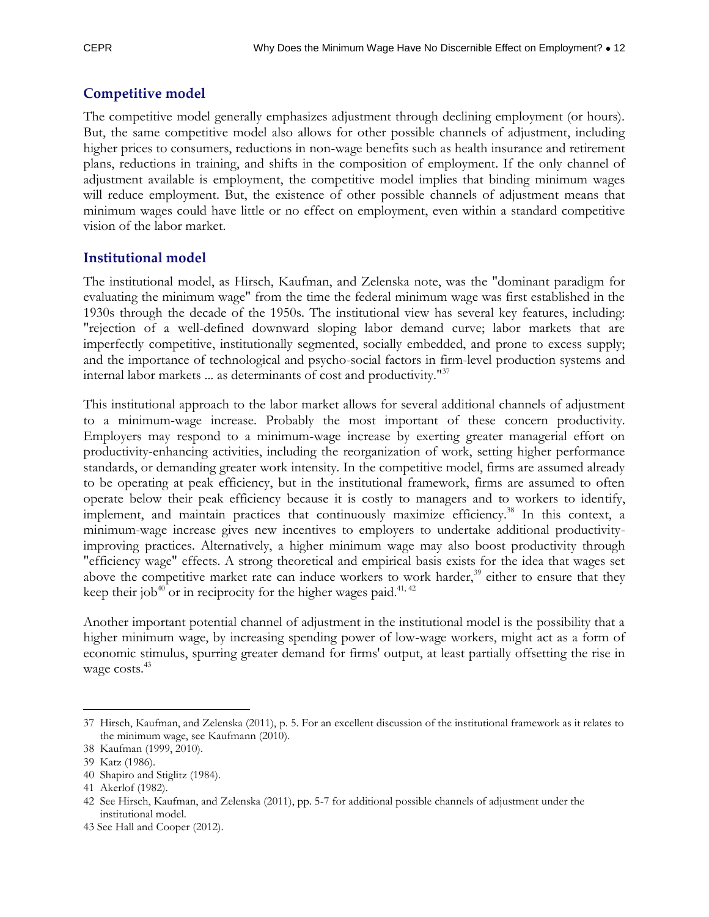## Competitive model

The competitive model generally emphasizes adjustment through declining employment (or hours). But, the same competitive model also allows for other possible channels of adjustment, including higher prices to consumers, reductions in non-wage benefits such as health insurance and retirement plans, reductions in training, and shifts in the composition of employment. If the only channel of adjustment available is employment, the competitive model implies that binding minimum wages will reduce employment. But, the existence of other possible channels of adjustment means that minimum wages could have little or no effect on employment, even within a standard competitive vision of the labor market.

## Institutional model

The institutional model, as Hirsch, Kaufman, and Zelenska note, was the "dominant paradigm for evaluating the minimum wage" from the time the federal minimum wage was first established in the 1930s through the decade of the 1950s. The institutional view has several key features, including: "rejection of a well-defined downward sloping labor demand curve; labor markets that are imperfectly competitive, institutionally segmented, socially embedded, and prone to excess supply; and the importance of technological and psycho-social factors in firm-level production systems and internal labor markets ... as determinants of cost and productivity."[37]

This institutional approach to the labor market allows for several additional channels of adjustment to a minimum-wage increase. Probably the most important of these concern productivity. Employers may respond to a minimum-wage increase by exerting greater managerial effort on productivity-enhancing activities, including the reorganization of work, setting higher performance standards, or demanding greater work intensity. In the competitive model, firms are assumed already to be operating at peak efficiency, but in the institutional framework, firms are assumed to often operate below their peak efficiency because it is costly to managers and to workers to identify, implement, and maintain practices that continuously maximize efficiency.[38] In this context, a minimum-wage increase gives new incentives to employers to undertake additional productivity-improving practices. Alternatively, a higher minimum wage may also boost productivity through "efficiency wage" effects. A strong theoretical and empirical basis exists for the idea that wages set above the competitive market rate can induce workers to work harder,[39] either to ensure that they keep their job[40] or in reciprocity for the higher wages paid.[41, 42]

Another important potential channel of adjustment in the institutional model is the possibility that a higher minimum wage, by increasing spending power of low-wage workers, might act as a form of economic stimulus, spurring greater demand for firms' output, at least partially offsetting the rise in wage costs.[43]

---

37 Hirsch, Kaufman, and Zelenska (2011), p. 5. For an excellent discussion of the institutional framework as it relates to the minimum wage, see Kaufmann (2010).

38 Kaufman (1999, 2010).

39 Katz (1986).

40 Shapiro and Stiglitz (1984).

41 Akerlof (1982).

42 See Hirsch, Kaufman, and Zelenska (2011), pp. 5-7 for additional possible channels of adjustment under the institutional model.

43 See Hall and Cooper (2012).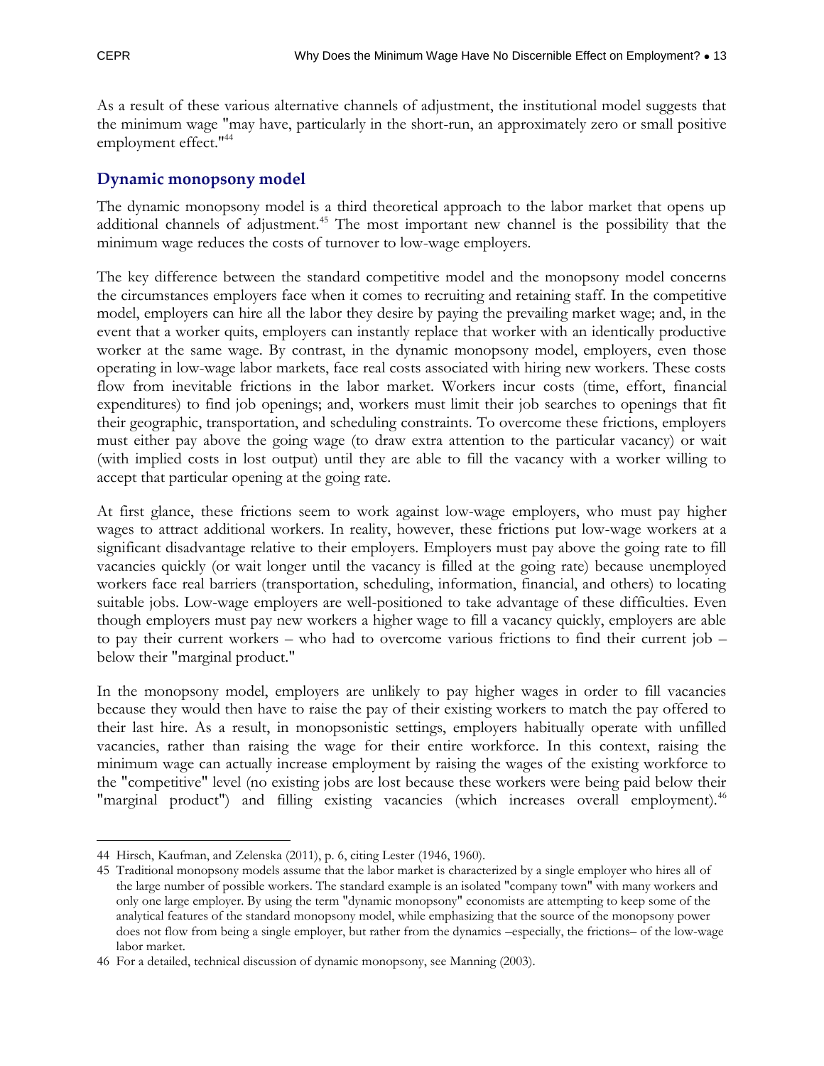As a result of these various alternative channels of adjustment, the institutional model suggests that the minimum wage "may have, particularly in the short-run, an approximately zero or small positive employment effect."[44]

## Dynamic monopsony model

The dynamic monopsony model is a third theoretical approach to the labor market that opens up additional channels of adjustment.[45] The most important new channel is the possibility that the minimum wage reduces the costs of turnover to low-wage employers.

The key difference between the standard competitive model and the monopsony model concerns the circumstances employers face when it comes to recruiting and retaining staff. In the competitive model, employers can hire all the labor they desire by paying the prevailing market wage; and, in the event that a worker quits, employers can instantly replace that worker with an identically productive worker at the same wage. By contrast, in the dynamic monopsony model, employers, even those operating in low-wage labor markets, face real costs associated with hiring new workers. These costs flow from inevitable frictions in the labor market. Workers incur costs (time, effort, financial expenditures) to find job openings; and, workers must limit their job searches to openings that fit their geographic, transportation, and scheduling constraints. To overcome these frictions, employers must either pay above the going wage (to draw extra attention to the particular vacancy) or wait (with implied costs in lost output) until they are able to fill the vacancy with a worker willing to accept that particular opening at the going rate.

At first glance, these frictions seem to work against low-wage employers, who must pay higher wages to attract additional workers. In reality, however, these frictions put low-wage workers at a significant disadvantage relative to their employers. Employers must pay above the going rate to fill vacancies quickly (or wait longer until the vacancy is filled at the going rate) because unemployed workers face real barriers (transportation, scheduling, information, financial, and others) to locating suitable jobs. Low-wage employers are well-positioned to take advantage of these difficulties. Even though employers must pay new workers a higher wage to fill a vacancy quickly, employers are able to pay their current workers – who had to overcome various frictions to find their current job – below their "marginal product."

In the monopsony model, employers are unlikely to pay higher wages in order to fill vacancies because they would then have to raise the pay of their existing workers to match the pay offered to their last hire. As a result, in monopsonistic settings, employers habitually operate with unfilled vacancies, rather than raising the wage for their entire workforce. In this context, raising the minimum wage can actually increase employment by raising the wages of the existing workforce to the "competitive" level (no existing jobs are lost because these workers were being paid below their "marginal product") and filling existing vacancies (which increases overall employment).[46]

---

44 Hirsch, Kaufman, and Zelenska (2011), p. 6, citing Lester (1946, 1960).

45 Traditional monopsony models assume that the labor market is characterized by a single employer who hires all of the large number of possible workers. The standard example is an isolated "company town" with many workers and only one large employer. By using the term "dynamic monopsony" economists are attempting to keep some of the analytical features of the standard monopsony model, while emphasizing that the source of the monopsony power does not flow from being a single employer, but rather from the dynamics –especially, the frictions– of the low-wage labor market.

46 For a detailed, technical discussion of dynamic monopsony, see Manning (2003).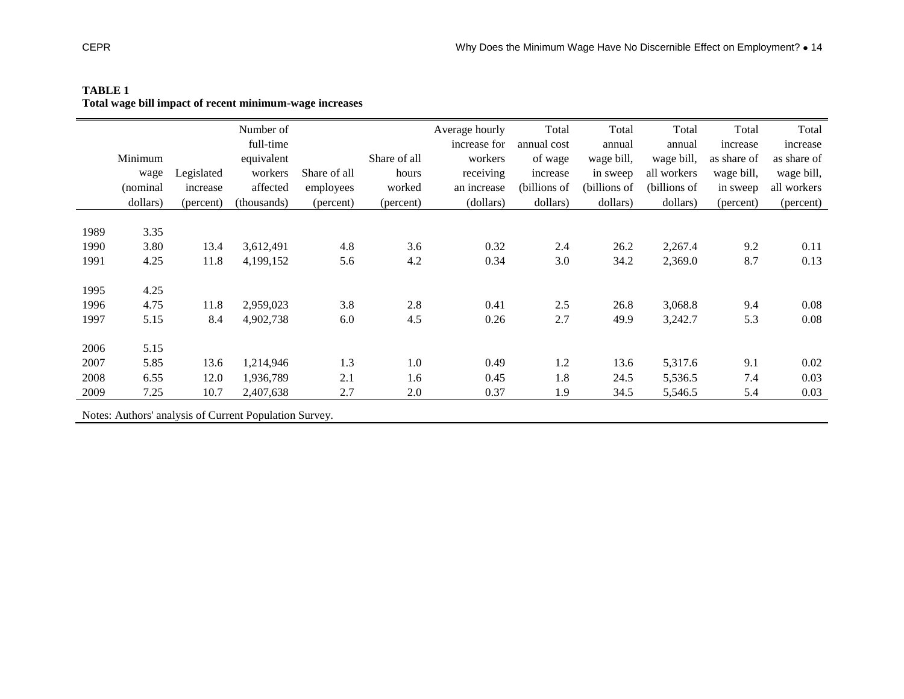**TABLE 1**
**Total wage bill impact of recent minimum-wage increases**

| | Minimum wage (nominal dollars) | Legislated increase (percent) | Number of full-time equivalent workers affected (thousands) | Share of all employees (percent) | Share of all hours worked (percent) | Average hourly increase for workers receiving an increase (dollars) | Total annual cost of wage increase (billions of dollars) | Total annual wage bill, in sweep (billions of dollars) | Total annual wage bill, all workers (billions of dollars) | Total increase as share of wage bill, in sweep (percent) | Total increase as share of wage bill, all workers (percent) |
|---|---|---|---|---|---|---|---|---|---|---|---|
| 1989 | 3.35 | | | | | | | | | | |
| 1990 | 3.80 | 13.4 | 3,612,491 | 4.8 | 3.6 | 0.32 | 2.4 | 26.2 | 2,267.4 | 9.2 | 0.11 |
| 1991 | 4.25 | 11.8 | 4,199,152 | 5.6 | 4.2 | 0.34 | 3.0 | 34.2 | 2,369.0 | 8.7 | 0.13 |
| 1995 | 4.25 | | | | | | | | | | |
| 1996 | 4.75 | 11.8 | 2,959,023 | 3.8 | 2.8 | 0.41 | 2.5 | 26.8 | 3,068.8 | 9.4 | 0.08 |
| 1997 | 5.15 | 8.4 | 4,902,738 | 6.0 | 4.5 | 0.26 | 2.7 | 49.9 | 3,242.7 | 5.3 | 0.08 |
| 2006 | 5.15 | | | | | | | | | | |
| 2007 | 5.85 | 13.6 | 1,214,946 | 1.3 | 1.0 | 0.49 | 1.2 | 13.6 | 5,317.6 | 9.1 | 0.02 |
| 2008 | 6.55 | 12.0 | 1,936,789 | 2.1 | 1.6 | 0.45 | 1.8 | 24.5 | 5,536.5 | 7.4 | 0.03 |
| 2009 | 7.25 | 10.7 | 2,407,638 | 2.7 | 2.0 | 0.37 | 1.9 | 34.5 | 5,546.5 | 5.4 | 0.03 |

Notes: Authors' analysis of Current Population Survey.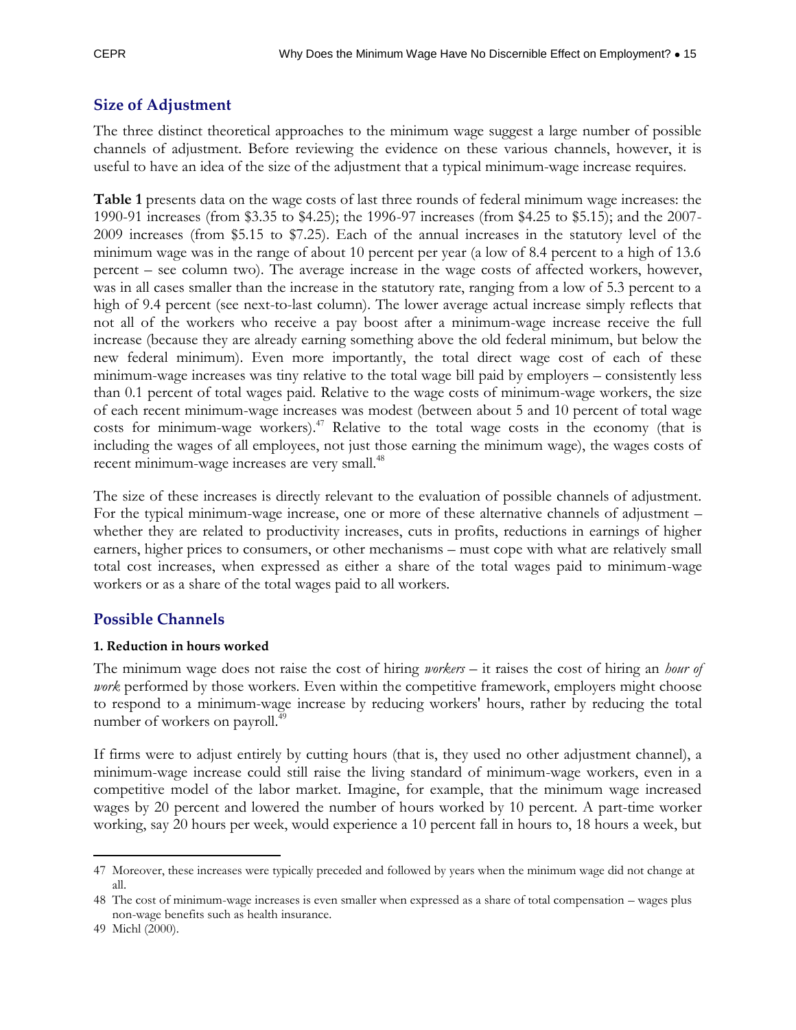## Size of Adjustment

The three distinct theoretical approaches to the minimum wage suggest a large number of possible channels of adjustment. Before reviewing the evidence on these various channels, however, it is useful to have an idea of the size of the adjustment that a typical minimum-wage increase requires.

**Table 1** presents data on the wage costs of last three rounds of federal minimum wage increases: the 1990-91 increases (from $3.35 to $4.25); the 1996-97 increases (from $4.25 to $5.15); and the 2007-2009 increases (from $5.15 to $7.25). Each of the annual increases in the statutory level of the minimum wage was in the range of about 10 percent per year (a low of 8.4 percent to a high of 13.6 percent – see column two). The average increase in the wage costs of affected workers, however, was in all cases smaller than the increase in the statutory rate, ranging from a low of 5.3 percent to a high of 9.4 percent (see next-to-last column). The lower average actual increase simply reflects that not all of the workers who receive a pay boost after a minimum-wage increase receive the full increase (because they are already earning something above the old federal minimum, but below the new federal minimum). Even more importantly, the total direct wage cost of each of these minimum-wage increases was tiny relative to the total wage bill paid by employers – consistently less than 0.1 percent of total wages paid. Relative to the wage costs of minimum-wage workers, the size of each recent minimum-wage increases was modest (between about 5 and 10 percent of total wage costs for minimum-wage workers).[47] Relative to the total wage costs in the economy (that is including the wages of all employees, not just those earning the minimum wage), the wages costs of recent minimum-wage increases are very small.[48]

The size of these increases is directly relevant to the evaluation of possible channels of adjustment. For the typical minimum-wage increase, one or more of these alternative channels of adjustment – whether they are related to productivity increases, cuts in profits, reductions in earnings of higher earners, higher prices to consumers, or other mechanisms – must cope with what are relatively small total cost increases, when expressed as either a share of the total wages paid to minimum-wage workers or as a share of the total wages paid to all workers.

## Possible Channels

### 1. Reduction in hours worked

The minimum wage does not raise the cost of hiring *workers* – it raises the cost of hiring an *hour of work* performed by those workers. Even within the competitive framework, employers might choose to respond to a minimum-wage increase by reducing workers' hours, rather by reducing the total number of workers on payroll.[49]

If firms were to adjust entirely by cutting hours (that is, they used no other adjustment channel), a minimum-wage increase could still raise the living standard of minimum-wage workers, even in a competitive model of the labor market. Imagine, for example, that the minimum wage increased wages by 20 percent and lowered the number of hours worked by 10 percent. A part-time worker working, say 20 hours per week, would experience a 10 percent fall in hours to, 18 hours a week, but

---

47 Moreover, these increases were typically preceded and followed by years when the minimum wage did not change at all.

48 The cost of minimum-wage increases is even smaller when expressed as a share of total compensation – wages plus non-wage benefits such as health insurance.

49 Michl (2000).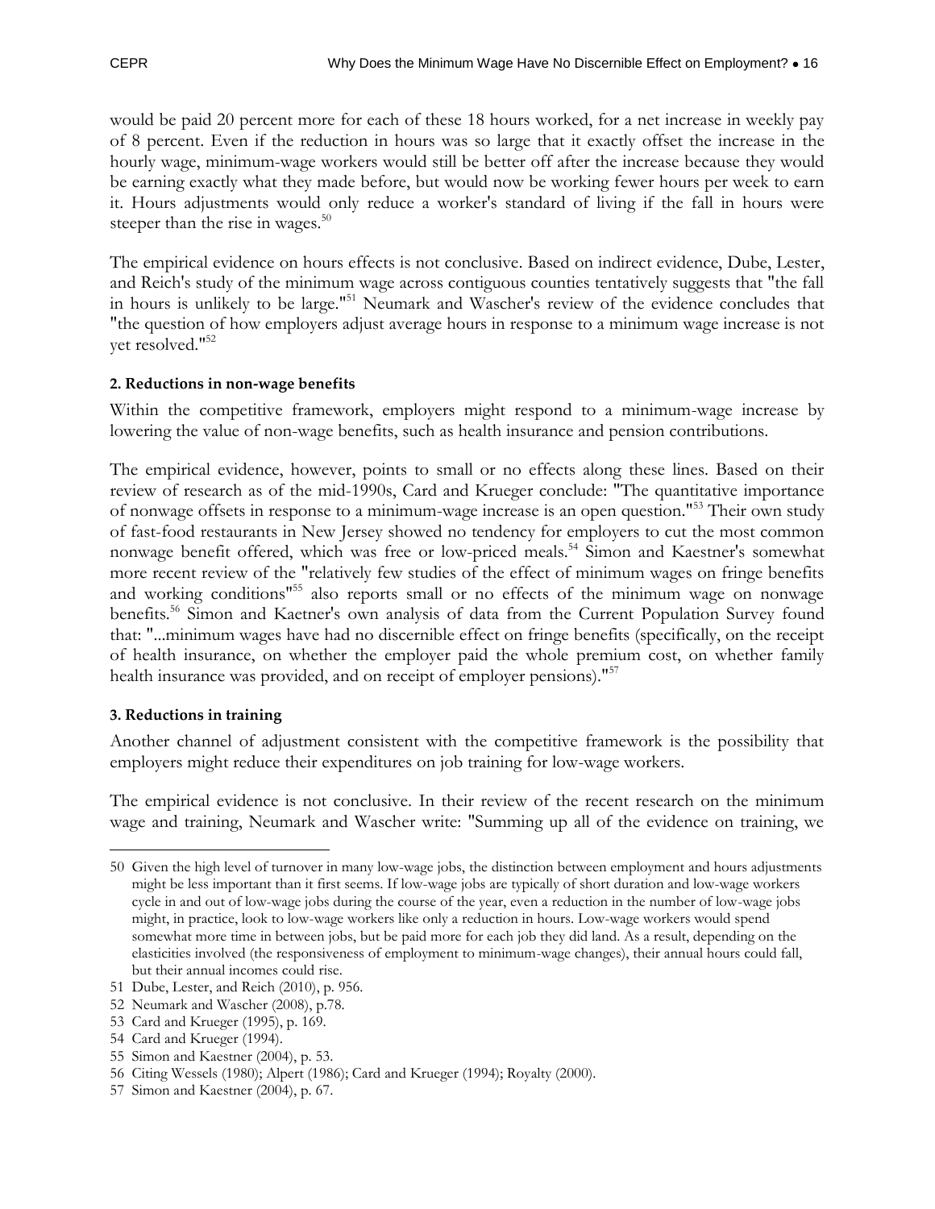would be paid 20 percent more for each of these 18 hours worked, for a net increase in weekly pay of 8 percent. Even if the reduction in hours was so large that it exactly offset the increase in the hourly wage, minimum-wage workers would still be better off after the increase because they would be earning exactly what they made before, but would now be working fewer hours per week to earn it. Hours adjustments would only reduce a worker's standard of living if the fall in hours were steeper than the rise in wages.[50]

The empirical evidence on hours effects is not conclusive. Based on indirect evidence, Dube, Lester, and Reich's study of the minimum wage across contiguous counties tentatively suggests that "the fall in hours is unlikely to be large."[51] Neumark and Wascher's review of the evidence concludes that "the question of how employers adjust average hours in response to a minimum wage increase is not yet resolved."[52]

**2. Reductions in non-wage benefits**

Within the competitive framework, employers might respond to a minimum-wage increase by lowering the value of non-wage benefits, such as health insurance and pension contributions.

The empirical evidence, however, points to small or no effects along these lines. Based on their review of research as of the mid-1990s, Card and Krueger conclude: "The quantitative importance of nonwage offsets in response to a minimum-wage increase is an open question."[53] Their own study of fast-food restaurants in New Jersey showed no tendency for employers to cut the most common nonwage benefit offered, which was free or low-priced meals.[54] Simon and Kaestner's somewhat more recent review of the "relatively few studies of the effect of minimum wages on fringe benefits and working conditions"[55] also reports small or no effects of the minimum wage on nonwage benefits.[56] Simon and Kaetner's own analysis of data from the Current Population Survey found that: "...minimum wages have had no discernible effect on fringe benefits (specifically, on the receipt of health insurance, on whether the employer paid the whole premium cost, on whether family health insurance was provided, and on receipt of employer pensions)."[57]

**3. Reductions in training**

Another channel of adjustment consistent with the competitive framework is the possibility that employers might reduce their expenditures on job training for low-wage workers.

The empirical evidence is not conclusive. In their review of the recent research on the minimum wage and training, Neumark and Wascher write: "Summing up all of the evidence on training, we

---

50 Given the high level of turnover in many low-wage jobs, the distinction between employment and hours adjustments might be less important than it first seems. If low-wage jobs are typically of short duration and low-wage workers cycle in and out of low-wage jobs during the course of the year, even a reduction in the number of low-wage jobs might, in practice, look to low-wage workers like only a reduction in hours. Low-wage workers would spend somewhat more time in between jobs, but be paid more for each job they did land. As a result, depending on the elasticities involved (the responsiveness of employment to minimum-wage changes), their annual hours could fall, but their annual incomes could rise.

51 Dube, Lester, and Reich (2010), p. 956.

52 Neumark and Wascher (2008), p.78.

53 Card and Krueger (1995), p. 169.

54 Card and Krueger (1994).

55 Simon and Kaestner (2004), p. 53.

56 Citing Wessels (1980); Alpert (1986); Card and Krueger (1994); Royalty (2000).

57 Simon and Kaestner (2004), p. 67.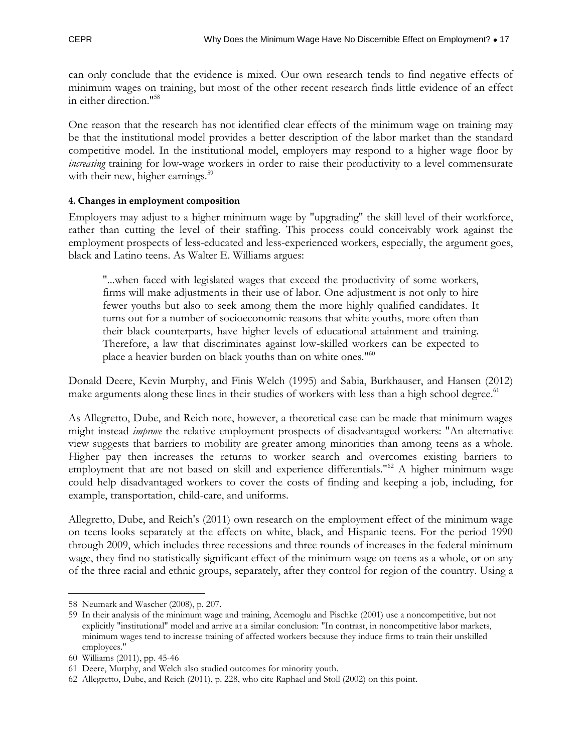can only conclude that the evidence is mixed. Our own research tends to find negative effects of minimum wages on training, but most of the other recent research finds little evidence of an effect in either direction."[58]

One reason that the research has not identified clear effects of the minimum wage on training may be that the institutional model provides a better description of the labor market than the standard competitive model. In the institutional model, employers may respond to a higher wage floor by *increasing* training for low-wage workers in order to raise their productivity to a level commensurate with their new, higher earnings.[59]

#### 4. Changes in employment composition

Employers may adjust to a higher minimum wage by "upgrading" the skill level of their workforce, rather than cutting the level of their staffing. This process could conceivably work against the employment prospects of less-educated and less-experienced workers, especially, the argument goes, black and Latino teens. As Walter E. Williams argues:

> "...when faced with legislated wages that exceed the productivity of some workers, firms will make adjustments in their use of labor. One adjustment is not only to hire fewer youths but also to seek among them the more highly qualified candidates. It turns out for a number of socioeconomic reasons that white youths, more often than their black counterparts, have higher levels of educational attainment and training. Therefore, a law that discriminates against low-skilled workers can be expected to place a heavier burden on black youths than on white ones."[60]

Donald Deere, Kevin Murphy, and Finis Welch (1995) and Sabia, Burkhauser, and Hansen (2012) make arguments along these lines in their studies of workers with less than a high school degree.[61]

As Allegretto, Dube, and Reich note, however, a theoretical case can be made that minimum wages might instead *improve* the relative employment prospects of disadvantaged workers: "An alternative view suggests that barriers to mobility are greater among minorities than among teens as a whole. Higher pay then increases the returns to worker search and overcomes existing barriers to employment that are not based on skill and experience differentials."[62] A higher minimum wage could help disadvantaged workers to cover the costs of finding and keeping a job, including, for example, transportation, child-care, and uniforms.

Allegretto, Dube, and Reich's (2011) own research on the employment effect of the minimum wage on teens looks separately at the effects on white, black, and Hispanic teens. For the period 1990 through 2009, which includes three recessions and three rounds of increases in the federal minimum wage, they find no statistically significant effect of the minimum wage on teens as a whole, or on any of the three racial and ethnic groups, separately, after they control for region of the country. Using a

---

58 Neumark and Wascher (2008), p. 207.

59 In their analysis of the minimum wage and training, Acemoglu and Pischke (2001) use a noncompetitive, but not explicitly "institutional" model and arrive at a similar conclusion: "In contrast, in noncompetitive labor markets, minimum wages tend to increase training of affected workers because they induce firms to train their unskilled employees."

60 Williams (2011), pp. 45-46

61 Deere, Murphy, and Welch also studied outcomes for minority youth.

62 Allegretto, Dube, and Reich (2011), p. 228, who cite Raphael and Stoll (2002) on this point.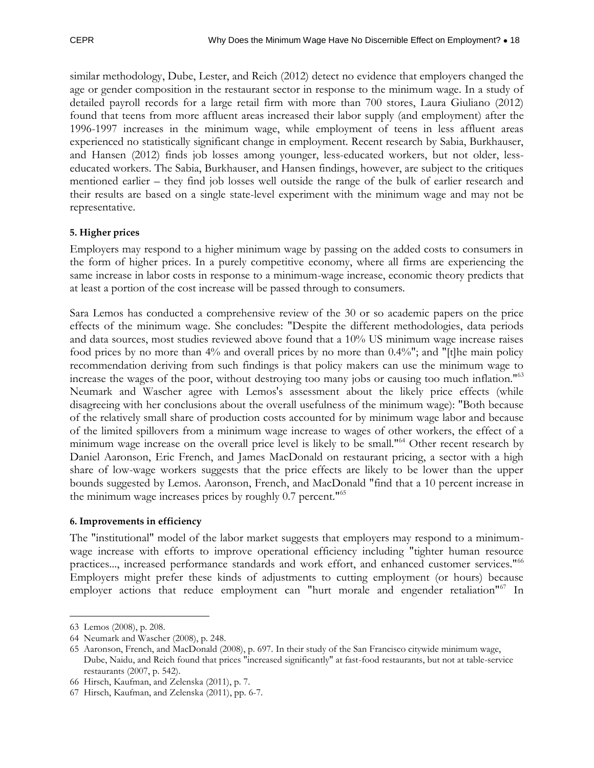similar methodology, Dube, Lester, and Reich (2012) detect no evidence that employers changed the age or gender composition in the restaurant sector in response to the minimum wage. In a study of detailed payroll records for a large retail firm with more than 700 stores, Laura Giuliano (2012) found that teens from more affluent areas increased their labor supply (and employment) after the 1996-1997 increases in the minimum wage, while employment of teens in less affluent areas experienced no statistically significant change in employment. Recent research by Sabia, Burkhauser, and Hansen (2012) finds job losses among younger, less-educated workers, but not older, less-educated workers. The Sabia, Burkhauser, and Hansen findings, however, are subject to the critiques mentioned earlier – they find job losses well outside the range of the bulk of earlier research and their results are based on a single state-level experiment with the minimum wage and may not be representative.

**5. Higher prices**

Employers may respond to a higher minimum wage by passing on the added costs to consumers in the form of higher prices. In a purely competitive economy, where all firms are experiencing the same increase in labor costs in response to a minimum-wage increase, economic theory predicts that at least a portion of the cost increase will be passed through to consumers.

Sara Lemos has conducted a comprehensive review of the 30 or so academic papers on the price effects of the minimum wage. She concludes: "Despite the different methodologies, data periods and data sources, most studies reviewed above found that a 10% US minimum wage increase raises food prices by no more than 4% and overall prices by no more than 0.4%"; and "[t]he main policy recommendation deriving from such findings is that policy makers can use the minimum wage to increase the wages of the poor, without destroying too many jobs or causing too much inflation."[63] Neumark and Wascher agree with Lemos's assessment about the likely price effects (while disagreeing with her conclusions about the overall usefulness of the minimum wage): "Both because of the relatively small share of production costs accounted for by minimum wage labor and because of the limited spillovers from a minimum wage increase to wages of other workers, the effect of a minimum wage increase on the overall price level is likely to be small."[64] Other recent research by Daniel Aaronson, Eric French, and James MacDonald on restaurant pricing, a sector with a high share of low-wage workers suggests that the price effects are likely to be lower than the upper bounds suggested by Lemos. Aaronson, French, and MacDonald "find that a 10 percent increase in the minimum wage increases prices by roughly 0.7 percent."[65]

**6. Improvements in efficiency**

The "institutional" model of the labor market suggests that employers may respond to a minimum-wage increase with efforts to improve operational efficiency including "tighter human resource practices..., increased performance standards and work effort, and enhanced customer services."[66] Employers might prefer these kinds of adjustments to cutting employment (or hours) because employer actions that reduce employment can "hurt morale and engender retaliation"[67] In

---

63 Lemos (2008), p. 208.

64 Neumark and Wascher (2008), p. 248.

65 Aaronson, French, and MacDonald (2008), p. 697. In their study of the San Francisco citywide minimum wage, Dube, Naidu, and Reich found that prices "increased significantly" at fast-food restaurants, but not at table-service restaurants (2007, p. 542).

66 Hirsch, Kaufman, and Zelenska (2011), p. 7.

67 Hirsch, Kaufman, and Zelenska (2011), pp. 6-7.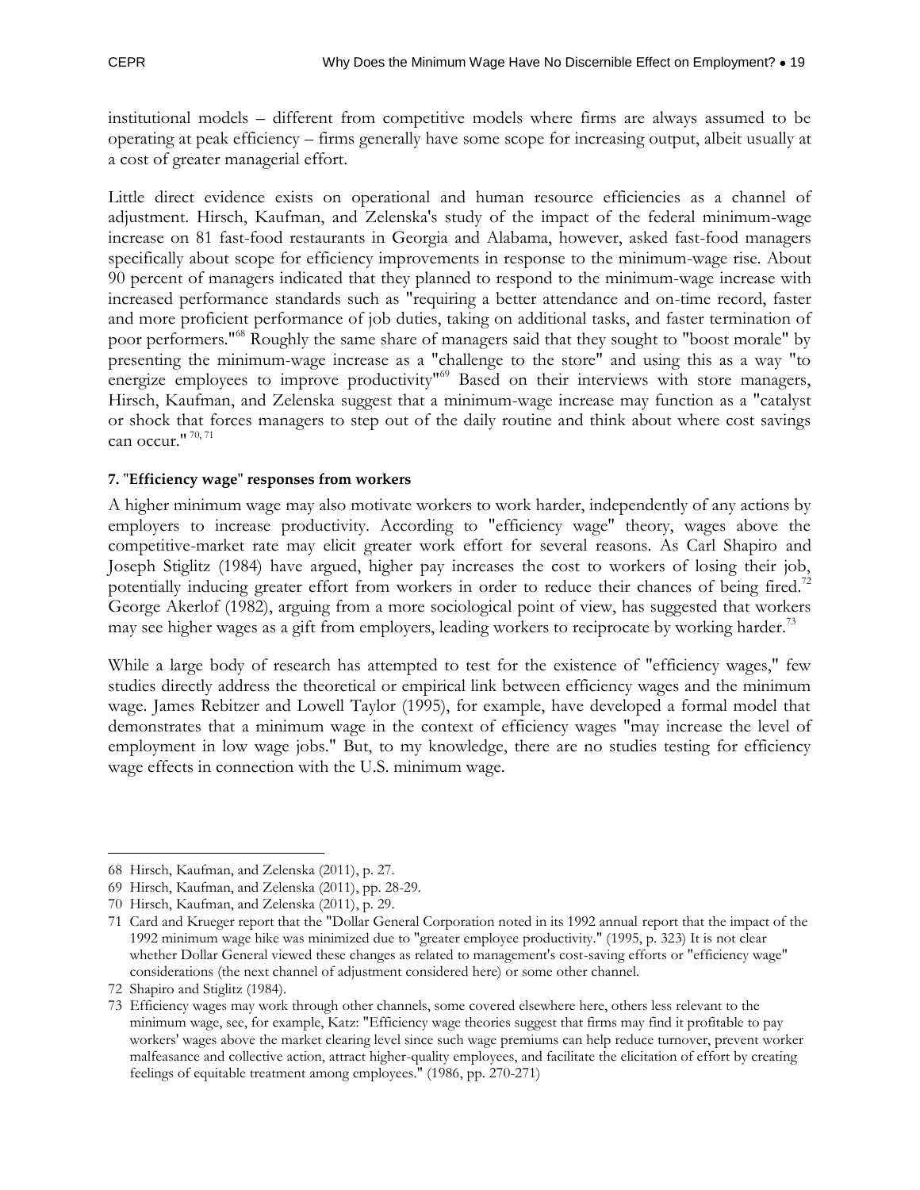institutional models – different from competitive models where firms are always assumed to be operating at peak efficiency – firms generally have some scope for increasing output, albeit usually at a cost of greater managerial effort.

Little direct evidence exists on operational and human resource efficiencies as a channel of adjustment. Hirsch, Kaufman, and Zelenska's study of the impact of the federal minimum-wage increase on 81 fast-food restaurants in Georgia and Alabama, however, asked fast-food managers specifically about scope for efficiency improvements in response to the minimum-wage rise. About 90 percent of managers indicated that they planned to respond to the minimum-wage increase with increased performance standards such as "requiring a better attendance and on-time record, faster and more proficient performance of job duties, taking on additional tasks, and faster termination of poor performers."[68] Roughly the same share of managers said that they sought to "boost morale" by presenting the minimum-wage increase as a "challenge to the store" and using this as a way "to energize employees to improve productivity"[69] Based on their interviews with store managers, Hirsch, Kaufman, and Zelenska suggest that a minimum-wage increase may function as a "catalyst or shock that forces managers to step out of the daily routine and think about where cost savings can occur."[70, 71]

**7. "Efficiency wage" responses from workers**

A higher minimum wage may also motivate workers to work harder, independently of any actions by employers to increase productivity. According to "efficiency wage" theory, wages above the competitive-market rate may elicit greater work effort for several reasons. As Carl Shapiro and Joseph Stiglitz (1984) have argued, higher pay increases the cost to workers of losing their job, potentially inducing greater effort from workers in order to reduce their chances of being fired.[72] George Akerlof (1982), arguing from a more sociological point of view, has suggested that workers may see higher wages as a gift from employers, leading workers to reciprocate by working harder.[73]

While a large body of research has attempted to test for the existence of "efficiency wages," few studies directly address the theoretical or empirical link between efficiency wages and the minimum wage. James Rebitzer and Lowell Taylor (1995), for example, have developed a formal model that demonstrates that a minimum wage in the context of efficiency wages "may increase the level of employment in low wage jobs." But, to my knowledge, there are no studies testing for efficiency wage effects in connection with the U.S. minimum wage.

---

68 Hirsch, Kaufman, and Zelenska (2011), p. 27.

69 Hirsch, Kaufman, and Zelenska (2011), pp. 28-29.

70 Hirsch, Kaufman, and Zelenska (2011), p. 29.

71 Card and Krueger report that the "Dollar General Corporation noted in its 1992 annual report that the impact of the 1992 minimum wage hike was minimized due to "greater employee productivity." (1995, p. 323) It is not clear whether Dollar General viewed these changes as related to management's cost-saving efforts or "efficiency wage" considerations (the next channel of adjustment considered here) or some other channel.

72 Shapiro and Stiglitz (1984).

73 Efficiency wages may work through other channels, some covered elsewhere here, others less relevant to the minimum wage, see, for example, Katz: "Efficiency wage theories suggest that firms may find it profitable to pay workers' wages above the market clearing level since such wage premiums can help reduce turnover, prevent worker malfeasance and collective action, attract higher-quality employees, and facilitate the elicitation of effort by creating feelings of equitable treatment among employees." (1986, pp. 270-271)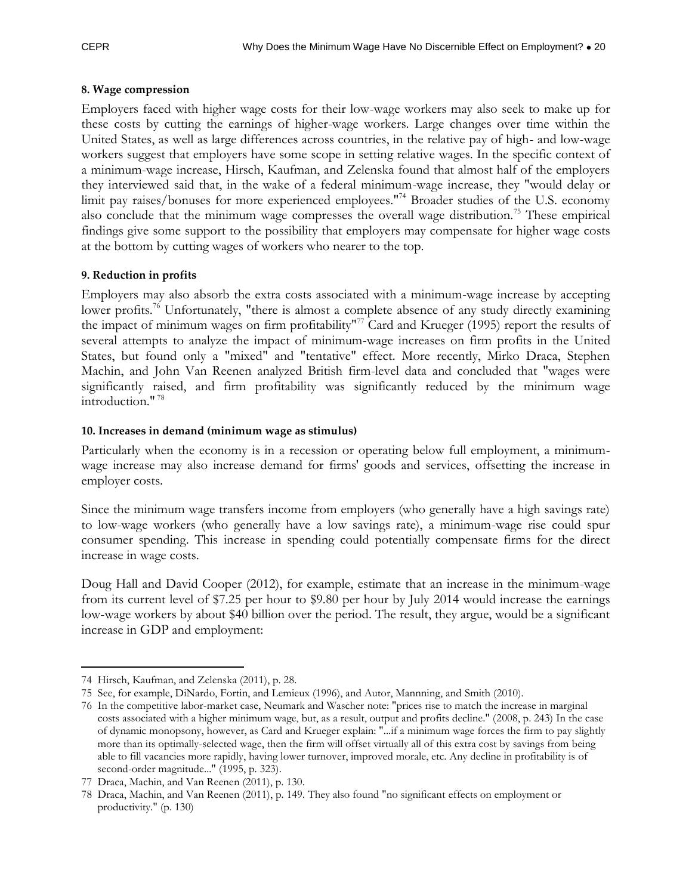**8. Wage compression**

Employers faced with higher wage costs for their low-wage workers may also seek to make up for these costs by cutting the earnings of higher-wage workers. Large changes over time within the United States, as well as large differences across countries, in the relative pay of high- and low-wage workers suggest that employers have some scope in setting relative wages. In the specific context of a minimum-wage increase, Hirsch, Kaufman, and Zelenska found that almost half of the employers they interviewed said that, in the wake of a federal minimum-wage increase, they "would delay or limit pay raises/bonuses for more experienced employees."[74] Broader studies of the U.S. economy also conclude that the minimum wage compresses the overall wage distribution.[75] These empirical findings give some support to the possibility that employers may compensate for higher wage costs at the bottom by cutting wages of workers who nearer to the top.

**9. Reduction in profits**

Employers may also absorb the extra costs associated with a minimum-wage increase by accepting lower profits.[76] Unfortunately, "there is almost a complete absence of any study directly examining the impact of minimum wages on firm profitability"[77] Card and Krueger (1995) report the results of several attempts to analyze the impact of minimum-wage increases on firm profits in the United States, but found only a "mixed" and "tentative" effect. More recently, Mirko Draca, Stephen Machin, and John Van Reenen analyzed British firm-level data and concluded that "wages were significantly raised, and firm profitability was significantly reduced by the minimum wage introduction."[78]

**10. Increases in demand (minimum wage as stimulus)**

Particularly when the economy is in a recession or operating below full employment, a minimum-wage increase may also increase demand for firms' goods and services, offsetting the increase in employer costs.

Since the minimum wage transfers income from employers (who generally have a high savings rate) to low-wage workers (who generally have a low savings rate), a minimum-wage rise could spur consumer spending. This increase in spending could potentially compensate firms for the direct increase in wage costs.

Doug Hall and David Cooper (2012), for example, estimate that an increase in the minimum-wage from its current level of $7.25 per hour to $9.80 per hour by July 2014 would increase the earnings low-wage workers by about $40 billion over the period. The result, they argue, would be a significant increase in GDP and employment:

---

74 Hirsch, Kaufman, and Zelenska (2011), p. 28.

75 See, for example, DiNardo, Fortin, and Lemieux (1996), and Autor, Mannning, and Smith (2010).

76 In the competitive labor-market case, Neumark and Wascher note: "prices rise to match the increase in marginal costs associated with a higher minimum wage, but, as a result, output and profits decline." (2008, p. 243) In the case of dynamic monopsony, however, as Card and Krueger explain: "...if a minimum wage forces the firm to pay slightly more than its optimally-selected wage, then the firm will offset virtually all of this extra cost by savings from being able to fill vacancies more rapidly, having lower turnover, improved morale, etc. Any decline in profitability is of second-order magnitude..." (1995, p. 323).

77 Draca, Machin, and Van Reenen (2011), p. 130.

78 Draca, Machin, and Van Reenen (2011), p. 149. They also found "no significant effects on employment or productivity." (p. 130)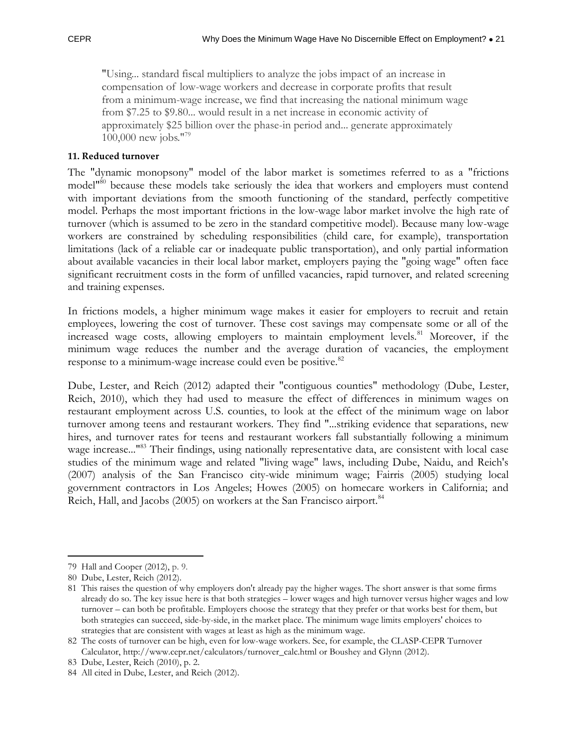"Using... standard fiscal multipliers to analyze the jobs impact of an increase in compensation of low-wage workers and decrease in corporate profits that result from a minimum-wage increase, we find that increasing the national minimum wage from $7.25 to $9.80... would result in a net increase in economic activity of approximately $25 billion over the phase-in period and... generate approximately 100,000 new jobs."[79]

**11. Reduced turnover**

The "dynamic monopsony" model of the labor market is sometimes referred to as a "frictions model"[80] because these models take seriously the idea that workers and employers must contend with important deviations from the smooth functioning of the standard, perfectly competitive model. Perhaps the most important frictions in the low-wage labor market involve the high rate of turnover (which is assumed to be zero in the standard competitive model). Because many low-wage workers are constrained by scheduling responsibilities (child care, for example), transportation limitations (lack of a reliable car or inadequate public transportation), and only partial information about available vacancies in their local labor market, employers paying the "going wage" often face significant recruitment costs in the form of unfilled vacancies, rapid turnover, and related screening and training expenses.

In frictions models, a higher minimum wage makes it easier for employers to recruit and retain employees, lowering the cost of turnover. These cost savings may compensate some or all of the increased wage costs, allowing employers to maintain employment levels.[81] Moreover, if the minimum wage reduces the number and the average duration of vacancies, the employment response to a minimum-wage increase could even be positive.[82]

Dube, Lester, and Reich (2012) adapted their "contiguous counties" methodology (Dube, Lester, Reich, 2010), which they had used to measure the effect of differences in minimum wages on restaurant employment across U.S. counties, to look at the effect of the minimum wage on labor turnover among teens and restaurant workers. They find "...striking evidence that separations, new hires, and turnover rates for teens and restaurant workers fall substantially following a minimum wage increase..."[83] Their findings, using nationally representative data, are consistent with local case studies of the minimum wage and related "living wage" laws, including Dube, Naidu, and Reich's (2007) analysis of the San Francisco city-wide minimum wage; Fairris (2005) studying local government contractors in Los Angeles; Howes (2005) on homecare workers in California; and Reich, Hall, and Jacobs (2005) on workers at the San Francisco airport.[84]

---

79 Hall and Cooper (2012), p. 9.

80 Dube, Lester, Reich (2012).

81 This raises the question of why employers don't already pay the higher wages. The short answer is that some firms already do so. The key issue here is that both strategies – lower wages and high turnover versus higher wages and low turnover – can both be profitable. Employers choose the strategy that they prefer or that works best for them, but both strategies can succeed, side-by-side, in the market place. The minimum wage limits employers' choices to strategies that are consistent with wages at least as high as the minimum wage.

82 The costs of turnover can be high, even for low-wage workers. See, for example, the CLASP-CEPR Turnover Calculator, http://www.cepr.net/calculators/turnover_calc.html or Boushey and Glynn (2012).

83 Dube, Lester, Reich (2010), p. 2.

84 All cited in Dube, Lester, and Reich (2012).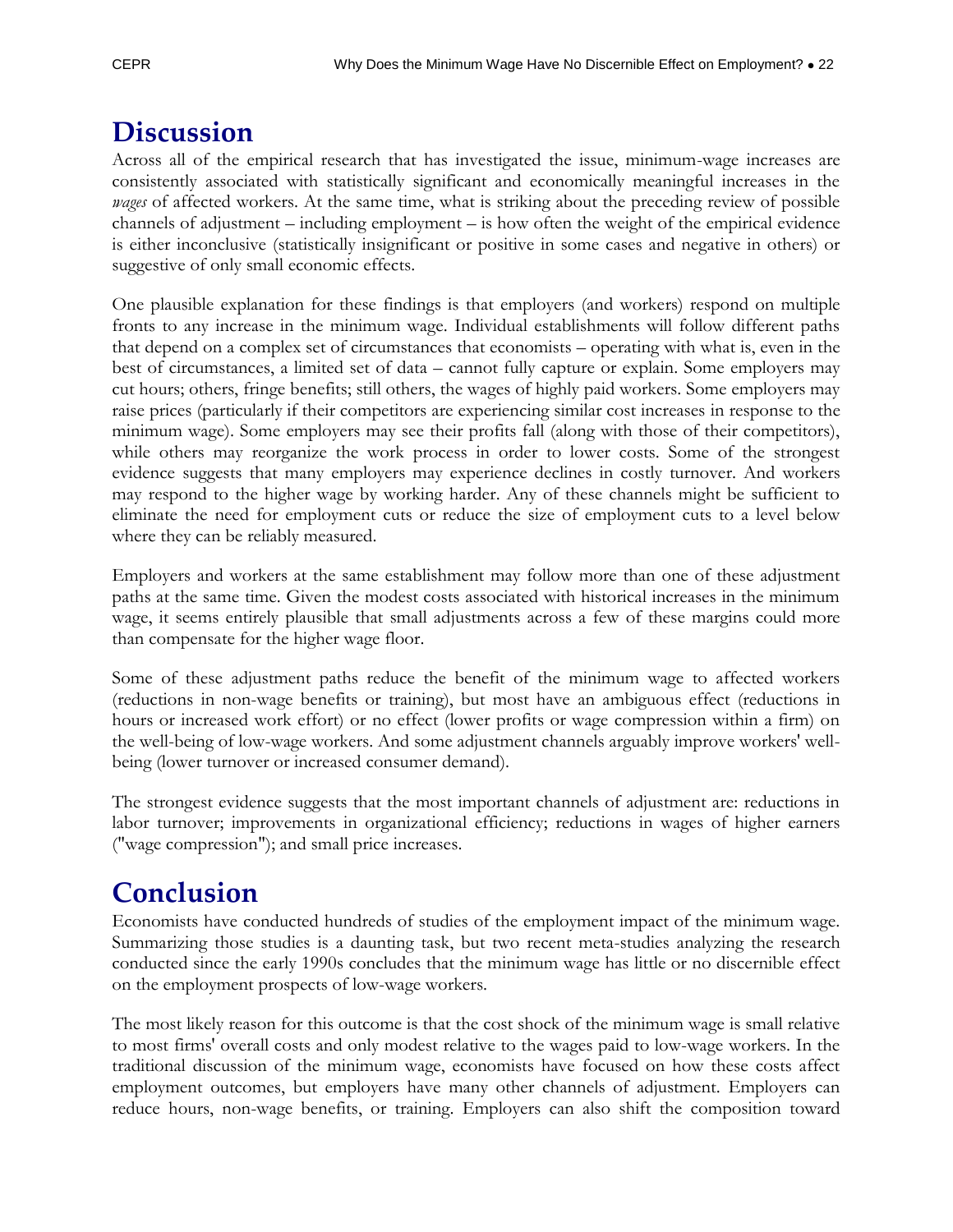## Discussion

Across all of the empirical research that has investigated the issue, minimum-wage increases are consistently associated with statistically significant and economically meaningful increases in the *wages* of affected workers. At the same time, what is striking about the preceding review of possible channels of adjustment – including employment – is how often the weight of the empirical evidence is either inconclusive (statistically insignificant or positive in some cases and negative in others) or suggestive of only small economic effects.

One plausible explanation for these findings is that employers (and workers) respond on multiple fronts to any increase in the minimum wage. Individual establishments will follow different paths that depend on a complex set of circumstances that economists – operating with what is, even in the best of circumstances, a limited set of data – cannot fully capture or explain. Some employers may cut hours; others, fringe benefits; still others, the wages of highly paid workers. Some employers may raise prices (particularly if their competitors are experiencing similar cost increases in response to the minimum wage). Some employers may see their profits fall (along with those of their competitors), while others may reorganize the work process in order to lower costs. Some of the strongest evidence suggests that many employers may experience declines in costly turnover. And workers may respond to the higher wage by working harder. Any of these channels might be sufficient to eliminate the need for employment cuts or reduce the size of employment cuts to a level below where they can be reliably measured.

Employers and workers at the same establishment may follow more than one of these adjustment paths at the same time. Given the modest costs associated with historical increases in the minimum wage, it seems entirely plausible that small adjustments across a few of these margins could more than compensate for the higher wage floor.

Some of these adjustment paths reduce the benefit of the minimum wage to affected workers (reductions in non-wage benefits or training), but most have an ambiguous effect (reductions in hours or increased work effort) or no effect (lower profits or wage compression within a firm) on the well-being of low-wage workers. And some adjustment channels arguably improve workers' well-being (lower turnover or increased consumer demand).

The strongest evidence suggests that the most important channels of adjustment are: reductions in labor turnover; improvements in organizational efficiency; reductions in wages of higher earners ("wage compression"); and small price increases.

## Conclusion

Economists have conducted hundreds of studies of the employment impact of the minimum wage. Summarizing those studies is a daunting task, but two recent meta-studies analyzing the research conducted since the early 1990s concludes that the minimum wage has little or no discernible effect on the employment prospects of low-wage workers.

The most likely reason for this outcome is that the cost shock of the minimum wage is small relative to most firms' overall costs and only modest relative to the wages paid to low-wage workers. In the traditional discussion of the minimum wage, economists have focused on how these costs affect employment outcomes, but employers have many other channels of adjustment. Employers can reduce hours, non-wage benefits, or training. Employers can also shift the composition toward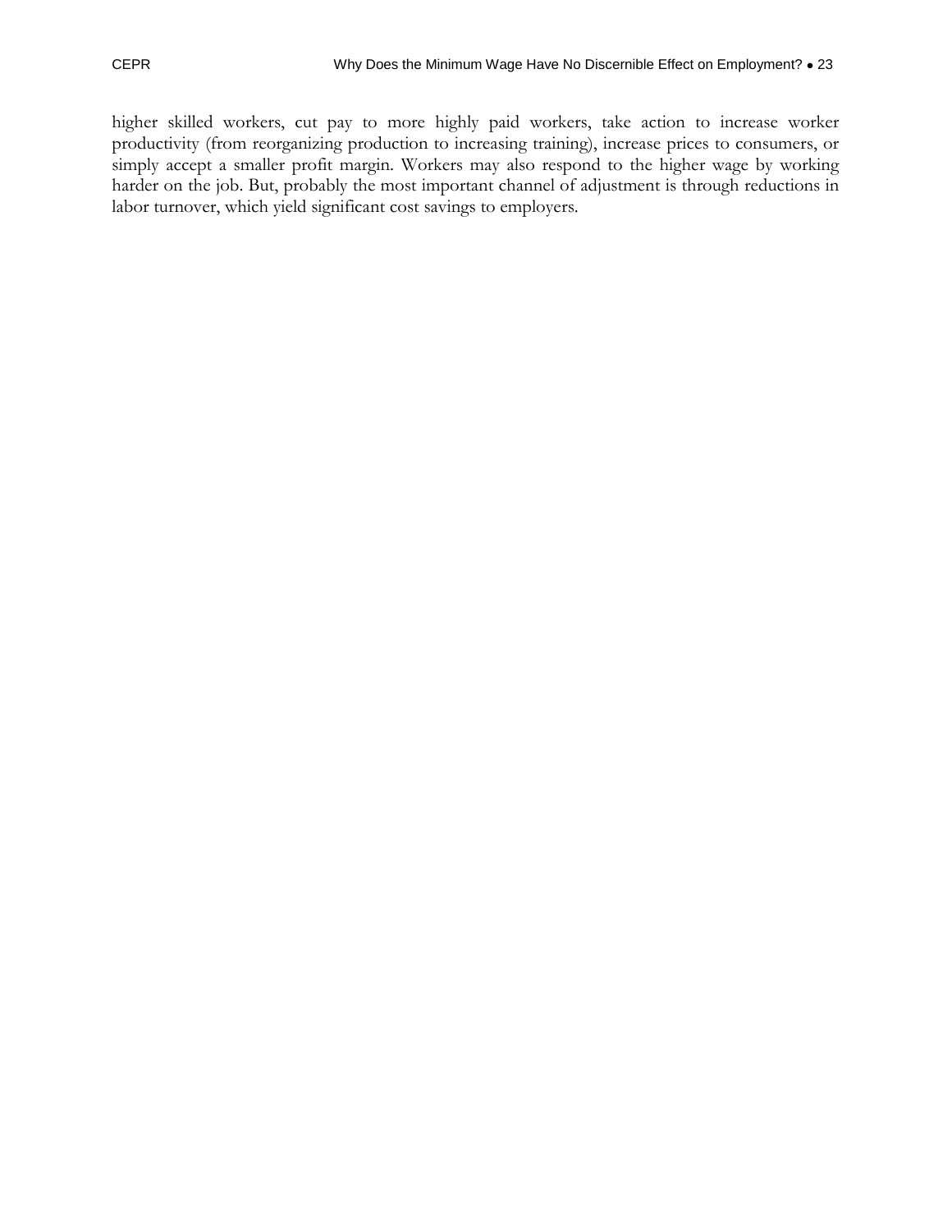higher skilled workers, cut pay to more highly paid workers, take action to increase worker productivity (from reorganizing production to increasing training), increase prices to consumers, or simply accept a smaller profit margin. Workers may also respond to the higher wage by working harder on the job. But, probably the most important channel of adjustment is through reductions in labor turnover, which yield significant cost savings to employers.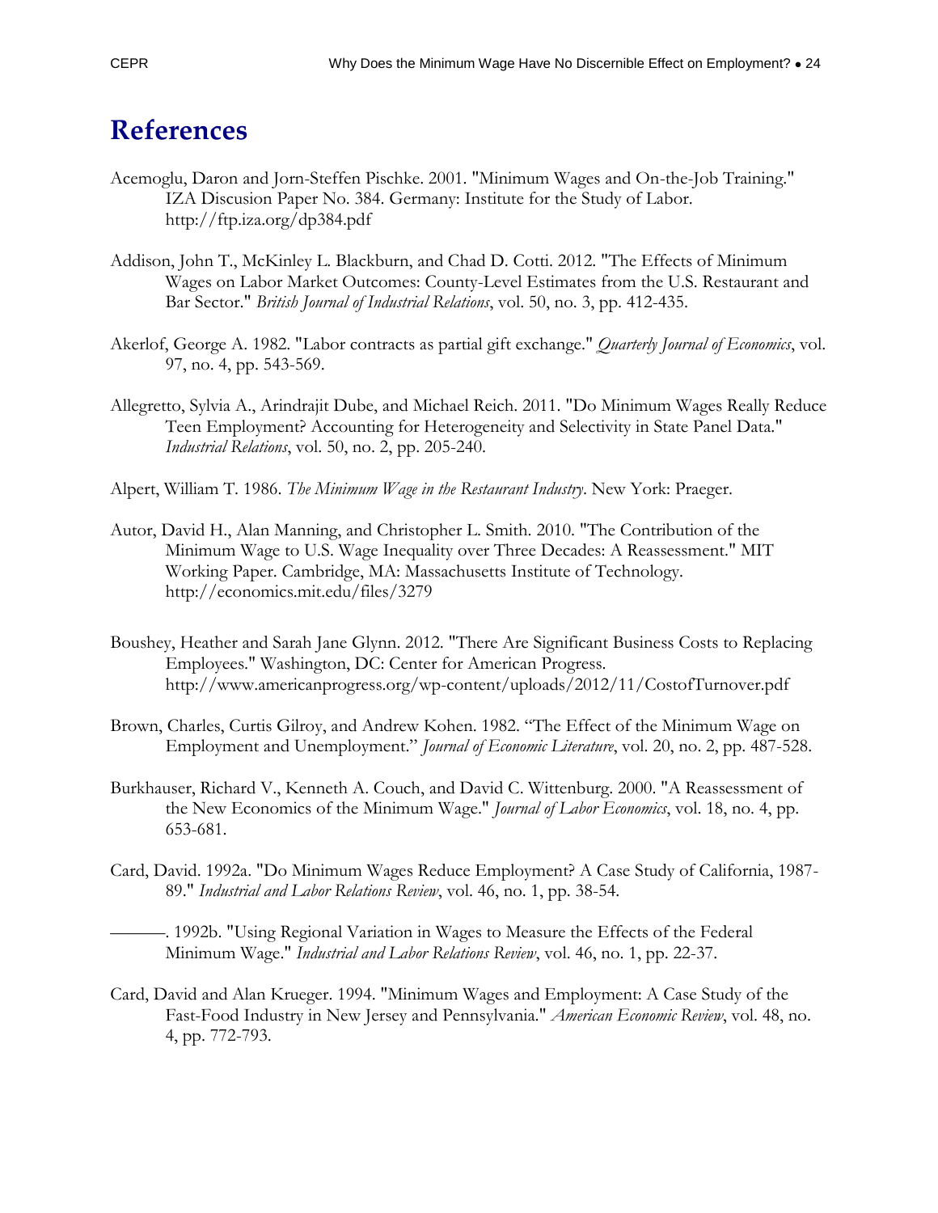# References

Acemoglu, Daron and Jorn-Steffen Pischke. 2001. "Minimum Wages and On-the-Job Training." IZA Discusion Paper No. 384. Germany: Institute for the Study of Labor. http://ftp.iza.org/dp384.pdf

Addison, John T., McKinley L. Blackburn, and Chad D. Cotti. 2012. "The Effects of Minimum Wages on Labor Market Outcomes: County-Level Estimates from the U.S. Restaurant and Bar Sector." *British Journal of Industrial Relations*, vol. 50, no. 3, pp. 412-435.

Akerlof, George A. 1982. "Labor contracts as partial gift exchange." *Quarterly Journal of Economics*, vol. 97, no. 4, pp. 543-569.

Allegretto, Sylvia A., Arindrajit Dube, and Michael Reich. 2011. "Do Minimum Wages Really Reduce Teen Employment? Accounting for Heterogeneity and Selectivity in State Panel Data." *Industrial Relations*, vol. 50, no. 2, pp. 205-240.

Alpert, William T. 1986. *The Minimum Wage in the Restaurant Industry*. New York: Praeger.

Autor, David H., Alan Manning, and Christopher L. Smith. 2010. "The Contribution of the Minimum Wage to U.S. Wage Inequality over Three Decades: A Reassessment." MIT Working Paper. Cambridge, MA: Massachusetts Institute of Technology. http://economics.mit.edu/files/3279

Boushey, Heather and Sarah Jane Glynn. 2012. "There Are Significant Business Costs to Replacing Employees." Washington, DC: Center for American Progress. http://www.americanprogress.org/wp-content/uploads/2012/11/CostofTurnover.pdf

Brown, Charles, Curtis Gilroy, and Andrew Kohen. 1982. "The Effect of the Minimum Wage on Employment and Unemployment." *Journal of Economic Literature*, vol. 20, no. 2, pp. 487-528.

Burkhauser, Richard V., Kenneth A. Couch, and David C. Wittenburg. 2000. "A Reassessment of the New Economics of the Minimum Wage." *Journal of Labor Economics*, vol. 18, no. 4, pp. 653-681.

Card, David. 1992a. "Do Minimum Wages Reduce Employment? A Case Study of California, 1987-89." *Industrial and Labor Relations Review*, vol. 46, no. 1, pp. 38-54.

———. 1992b. "Using Regional Variation in Wages to Measure the Effects of the Federal Minimum Wage." *Industrial and Labor Relations Review*, vol. 46, no. 1, pp. 22-37.

Card, David and Alan Krueger. 1994. "Minimum Wages and Employment: A Case Study of the Fast-Food Industry in New Jersey and Pennsylvania." *American Economic Review*, vol. 48, no. 4, pp. 772-793.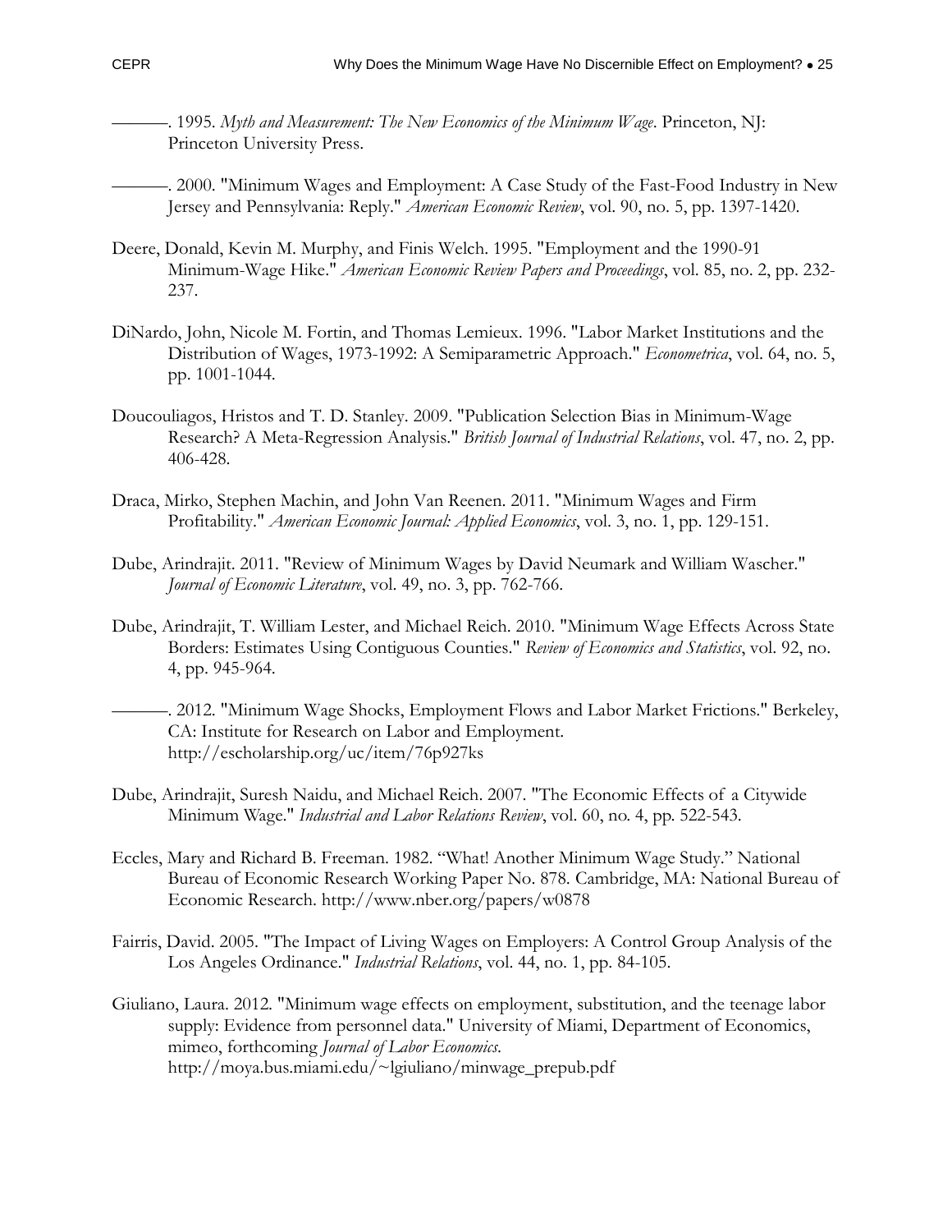———. 1995. *Myth and Measurement: The New Economics of the Minimum Wage*. Princeton, NJ: Princeton University Press.

———. 2000. "Minimum Wages and Employment: A Case Study of the Fast-Food Industry in New Jersey and Pennsylvania: Reply." *American Economic Review*, vol. 90, no. 5, pp. 1397-1420.

Deere, Donald, Kevin M. Murphy, and Finis Welch. 1995. "Employment and the 1990-91 Minimum-Wage Hike." *American Economic Review Papers and Proceedings*, vol. 85, no. 2, pp. 232-237.

DiNardo, John, Nicole M. Fortin, and Thomas Lemieux. 1996. "Labor Market Institutions and the Distribution of Wages, 1973-1992: A Semiparametric Approach." *Econometrica*, vol. 64, no. 5, pp. 1001-1044.

Doucouliagos, Hristos and T. D. Stanley. 2009. "Publication Selection Bias in Minimum-Wage Research? A Meta-Regression Analysis." *British Journal of Industrial Relations*, vol. 47, no. 2, pp. 406-428.

Draca, Mirko, Stephen Machin, and John Van Reenen. 2011. "Minimum Wages and Firm Profitability." *American Economic Journal: Applied Economics*, vol. 3, no. 1, pp. 129-151.

Dube, Arindrajit. 2011. "Review of Minimum Wages by David Neumark and William Wascher." *Journal of Economic Literature*, vol. 49, no. 3, pp. 762-766.

Dube, Arindrajit, T. William Lester, and Michael Reich. 2010. "Minimum Wage Effects Across State Borders: Estimates Using Contiguous Counties." *Review of Economics and Statistics*, vol. 92, no. 4, pp. 945-964.

———. 2012. "Minimum Wage Shocks, Employment Flows and Labor Market Frictions." Berkeley, CA: Institute for Research on Labor and Employment. http://escholarship.org/uc/item/76p927ks

Dube, Arindrajit, Suresh Naidu, and Michael Reich. 2007. "The Economic Effects of a Citywide Minimum Wage." *Industrial and Labor Relations Review*, vol. 60, no. 4, pp. 522-543.

Eccles, Mary and Richard B. Freeman. 1982. "What! Another Minimum Wage Study." National Bureau of Economic Research Working Paper No. 878. Cambridge, MA: National Bureau of Economic Research. http://www.nber.org/papers/w0878

Fairris, David. 2005. "The Impact of Living Wages on Employers: A Control Group Analysis of the Los Angeles Ordinance." *Industrial Relations*, vol. 44, no. 1, pp. 84-105.

Giuliano, Laura. 2012. "Minimum wage effects on employment, substitution, and the teenage labor supply: Evidence from personnel data." University of Miami, Department of Economics, mimeo, forthcoming *Journal of Labor Economics*. http://moya.bus.miami.edu/~lgiuliano/minwage_prepub.pdf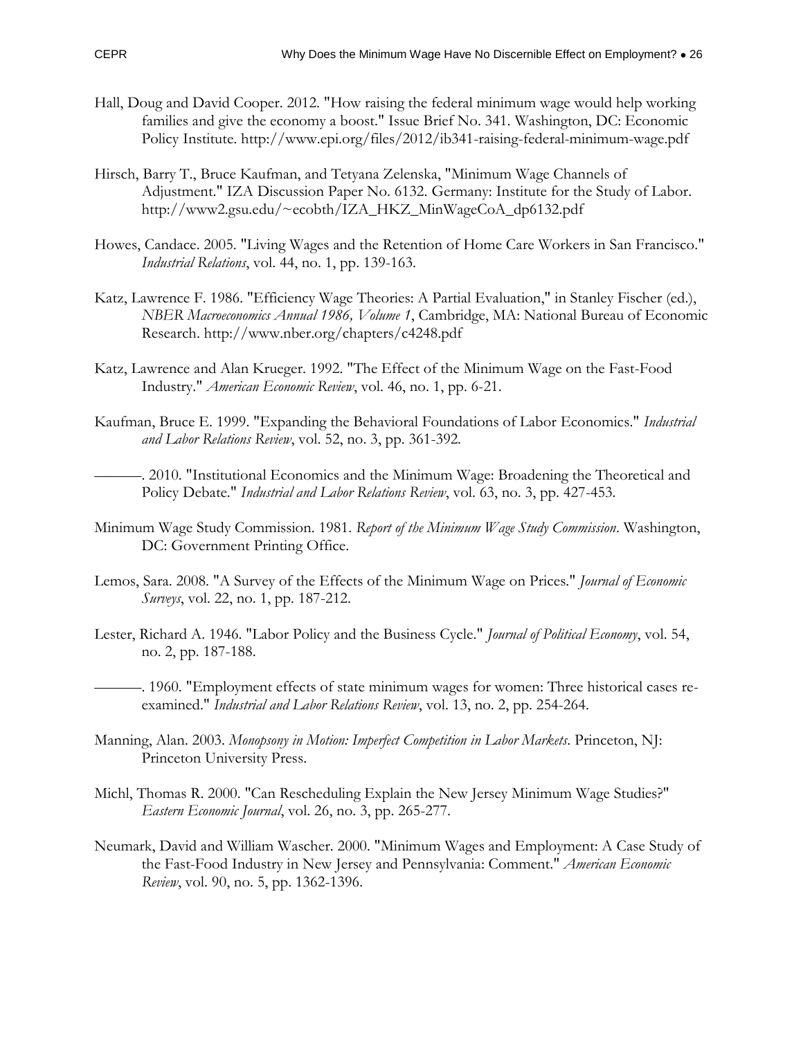Hall, Doug and David Cooper. 2012. "How raising the federal minimum wage would help working families and give the economy a boost." Issue Brief No. 341. Washington, DC: Economic Policy Institute. http://www.epi.org/files/2012/ib341-raising-federal-minimum-wage.pdf

Hirsch, Barry T., Bruce Kaufman, and Tetyana Zelenska, "Minimum Wage Channels of Adjustment." IZA Discussion Paper No. 6132. Germany: Institute for the Study of Labor. http://www2.gsu.edu/~ecobth/IZA_HKZ_MinWageCoA_dp6132.pdf

Howes, Candace. 2005. "Living Wages and the Retention of Home Care Workers in San Francisco." *Industrial Relations*, vol. 44, no. 1, pp. 139-163.

Katz, Lawrence F. 1986. "Efficiency Wage Theories: A Partial Evaluation," in Stanley Fischer (ed.), *NBER Macroeconomics Annual 1986, Volume 1*, Cambridge, MA: National Bureau of Economic Research. http://www.nber.org/chapters/c4248.pdf

Katz, Lawrence and Alan Krueger. 1992. "The Effect of the Minimum Wage on the Fast-Food Industry." *American Economic Review*, vol. 46, no. 1, pp. 6-21.

Kaufman, Bruce E. 1999. "Expanding the Behavioral Foundations of Labor Economics." *Industrial and Labor Relations Review*, vol. 52, no. 3, pp. 361-392.

———. 2010. "Institutional Economics and the Minimum Wage: Broadening the Theoretical and Policy Debate." *Industrial and Labor Relations Review*, vol. 63, no. 3, pp. 427-453.

Minimum Wage Study Commission. 1981. *Report of the Minimum Wage Study Commission*. Washington, DC: Government Printing Office.

Lemos, Sara. 2008. "A Survey of the Effects of the Minimum Wage on Prices." *Journal of Economic Surveys*, vol. 22, no. 1, pp. 187-212.

Lester, Richard A. 1946. "Labor Policy and the Business Cycle." *Journal of Political Economy*, vol. 54, no. 2, pp. 187-188.

———. 1960. "Employment effects of state minimum wages for women: Three historical cases re-examined." *Industrial and Labor Relations Review*, vol. 13, no. 2, pp. 254-264.

Manning, Alan. 2003. *Monopsony in Motion: Imperfect Competition in Labor Markets*. Princeton, NJ: Princeton University Press.

Michl, Thomas R. 2000. "Can Rescheduling Explain the New Jersey Minimum Wage Studies?" *Eastern Economic Journal*, vol. 26, no. 3, pp. 265-277.

Neumark, David and William Wascher. 2000. "Minimum Wages and Employment: A Case Study of the Fast-Food Industry in New Jersey and Pennsylvania: Comment." *American Economic Review*, vol. 90, no. 5, pp. 1362-1396.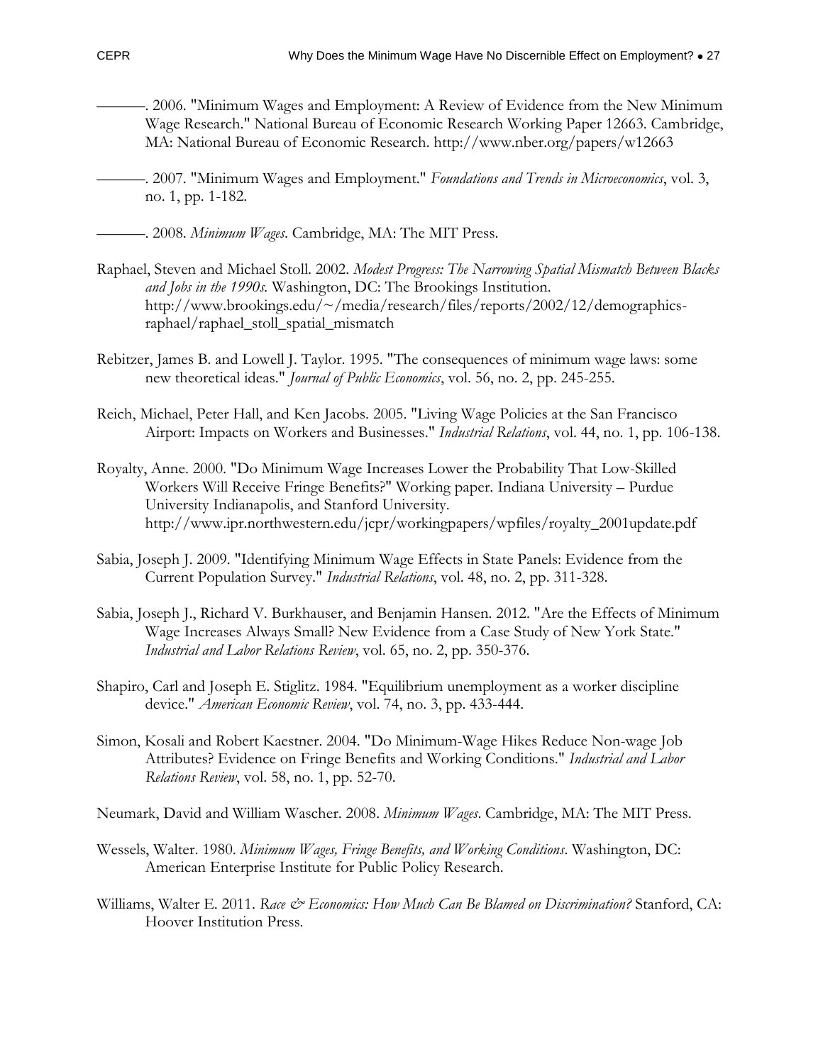———. 2006. "Minimum Wages and Employment: A Review of Evidence from the New Minimum Wage Research." National Bureau of Economic Research Working Paper 12663. Cambridge, MA: National Bureau of Economic Research. http://www.nber.org/papers/w12663

———. 2007. "Minimum Wages and Employment." *Foundations and Trends in Microeconomics*, vol. 3, no. 1, pp. 1-182.

———. 2008. *Minimum Wages*. Cambridge, MA: The MIT Press.

Raphael, Steven and Michael Stoll. 2002. *Modest Progress: The Narrowing Spatial Mismatch Between Blacks and Jobs in the 1990s.* Washington, DC: The Brookings Institution. http://www.brookings.edu/~/media/research/files/reports/2002/12/demographics-raphael/raphael_stoll_spatial_mismatch

Rebitzer, James B. and Lowell J. Taylor. 1995. "The consequences of minimum wage laws: some new theoretical ideas." *Journal of Public Economics*, vol. 56, no. 2, pp. 245-255.

Reich, Michael, Peter Hall, and Ken Jacobs. 2005. "Living Wage Policies at the San Francisco Airport: Impacts on Workers and Businesses." *Industrial Relations*, vol. 44, no. 1, pp. 106-138.

Royalty, Anne. 2000. "Do Minimum Wage Increases Lower the Probability That Low-Skilled Workers Will Receive Fringe Benefits?" Working paper. Indiana University – Purdue University Indianapolis, and Stanford University. http://www.ipr.northwestern.edu/jcpr/workingpapers/wpfiles/royalty_2001update.pdf

Sabia, Joseph J. 2009. "Identifying Minimum Wage Effects in State Panels: Evidence from the Current Population Survey." *Industrial Relations*, vol. 48, no. 2, pp. 311-328.

Sabia, Joseph J., Richard V. Burkhauser, and Benjamin Hansen. 2012. "Are the Effects of Minimum Wage Increases Always Small? New Evidence from a Case Study of New York State." *Industrial and Labor Relations Review*, vol. 65, no. 2, pp. 350-376.

Shapiro, Carl and Joseph E. Stiglitz. 1984. "Equilibrium unemployment as a worker discipline device." *American Economic Review*, vol. 74, no. 3, pp. 433-444.

Simon, Kosali and Robert Kaestner. 2004. "Do Minimum-Wage Hikes Reduce Non-wage Job Attributes? Evidence on Fringe Benefits and Working Conditions." *Industrial and Labor Relations Review*, vol. 58, no. 1, pp. 52-70.

Neumark, David and William Wascher. 2008. *Minimum Wages*. Cambridge, MA: The MIT Press.

Wessels, Walter. 1980. *Minimum Wages, Fringe Benefits, and Working Conditions*. Washington, DC: American Enterprise Institute for Public Policy Research.

Williams, Walter E. 2011. *Race & Economics: How Much Can Be Blamed on Discrimination?* Stanford, CA: Hoover Institution Press.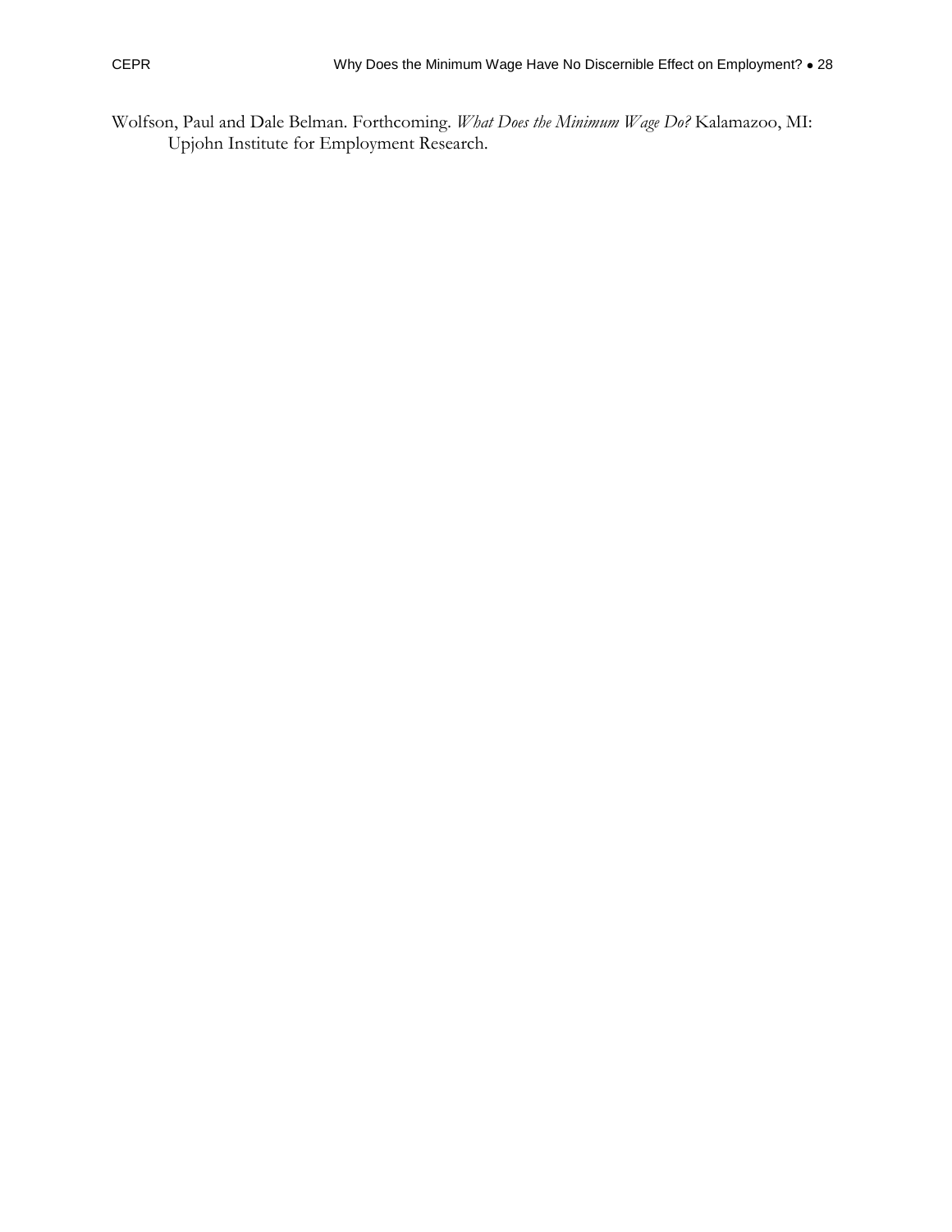Wolfson, Paul and Dale Belman. Forthcoming. *What Does the Minimum Wage Do?* Kalamazoo, MI: Upjohn Institute for Employment Research.